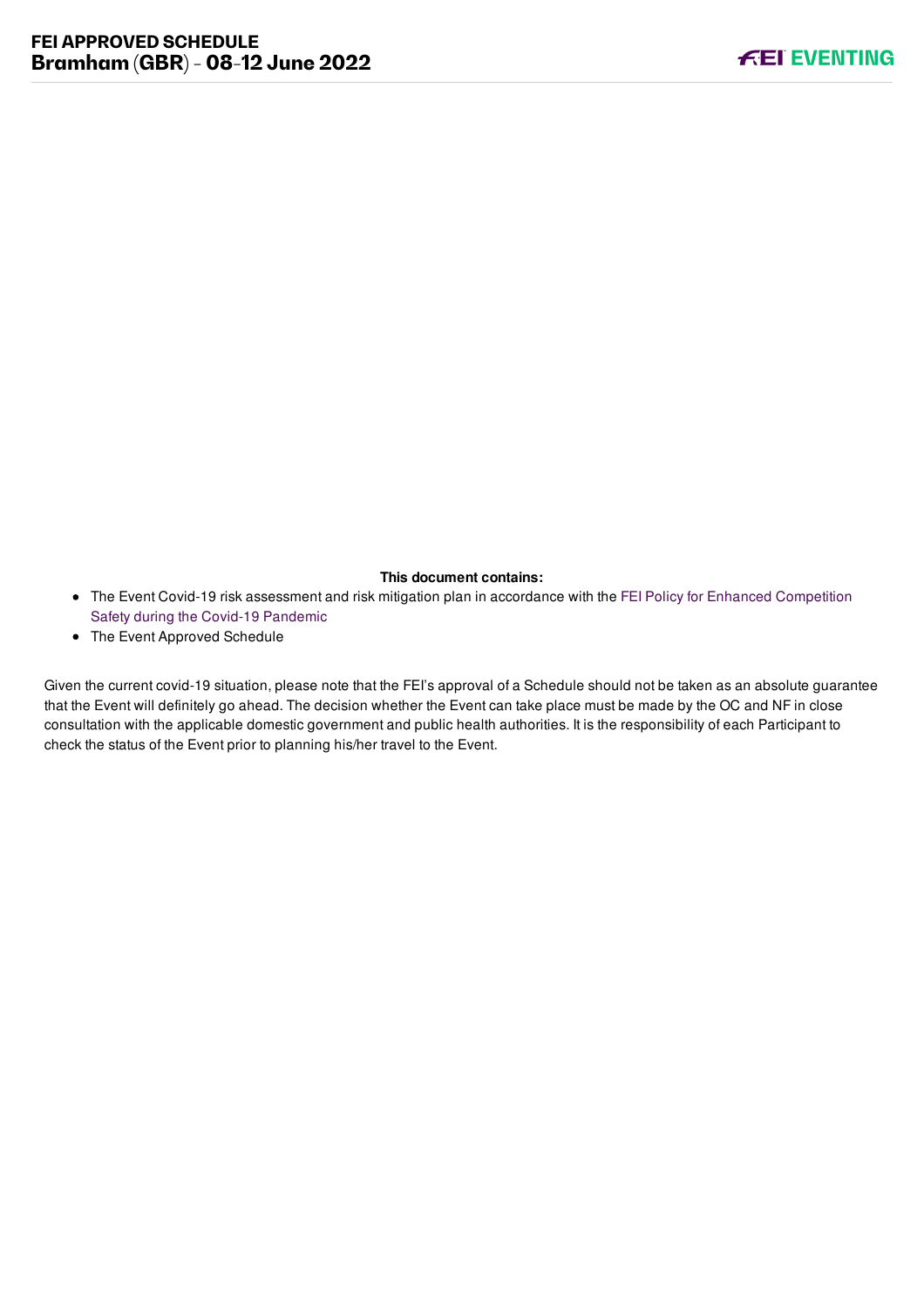# FEI APPROVED SCHEDULE
## Bramham (GBR) - 08-12 June 2022

**This document contains:**

- The Event Covid-19 risk assessment and risk mitigation plan in accordance with the FEI Policy for Enhanced Competition Safety during the Covid-19 Pandemic
- The Event Approved Schedule

Given the current covid-19 situation, please note that the FEI's approval of a Schedule should not be taken as an absolute guarantee that the Event will definitely go ahead. The decision whether the Event can take place must be made by the OC and NF in close consultation with the applicable domestic government and public health authorities. It is the responsibility of each Participant to check the status of the Event prior to planning his/her travel to the Event.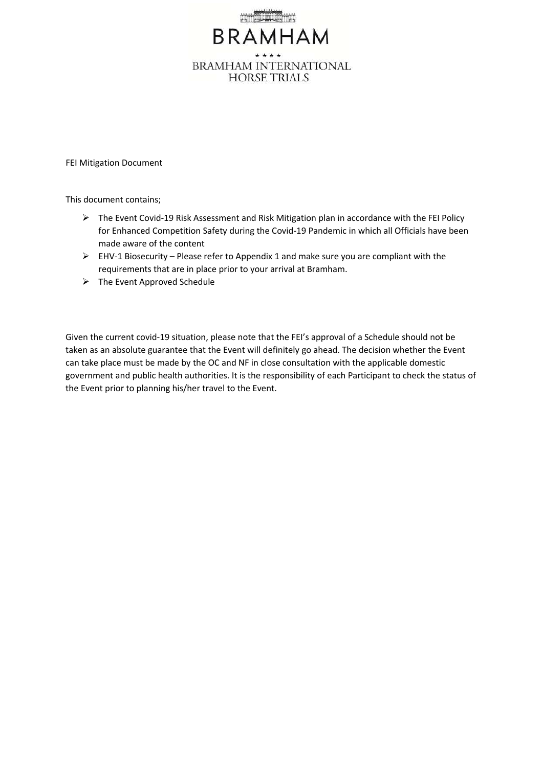BRAMHAM

★★★★

BRAMHAM INTERNATIONAL HORSE TRIALS

FEI Mitigation Document

This document contains;

- The Event Covid-19 Risk Assessment and Risk Mitigation plan in accordance with the FEI Policy for Enhanced Competition Safety during the Covid-19 Pandemic in which all Officials have been made aware of the content
- EHV-1 Biosecurity – Please refer to Appendix 1 and make sure you are compliant with the requirements that are in place prior to your arrival at Bramham.
- The Event Approved Schedule

Given the current covid-19 situation, please note that the FEI's approval of a Schedule should not be taken as an absolute guarantee that the Event will definitely go ahead. The decision whether the Event can take place must be made by the OC and NF in close consultation with the applicable domestic government and public health authorities. It is the responsibility of each Participant to check the status of the Event prior to planning his/her travel to the Event.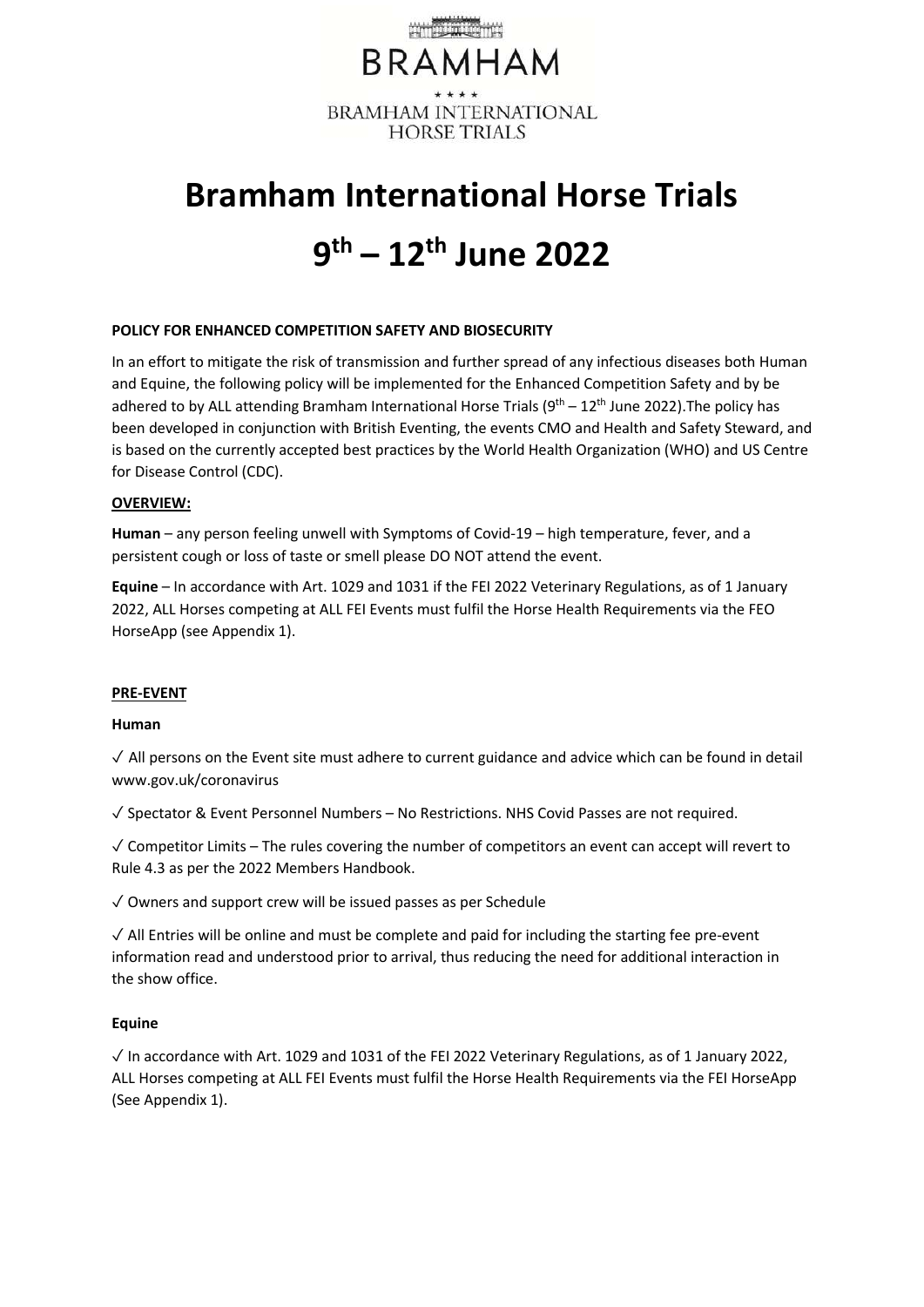BRAMHAM

★ ★ ★ ★

BRAMHAM INTERNATIONAL HORSE TRIALS

# Bramham International Horse Trials

# 9th – 12th June 2022

**POLICY FOR ENHANCED COMPETITION SAFETY AND BIOSECURITY**

In an effort to mitigate the risk of transmission and further spread of any infectious diseases both Human and Equine, the following policy will be implemented for the Enhanced Competition Safety and by be adhered to by ALL attending Bramham International Horse Trials (9th – 12th June 2022).The policy has been developed in conjunction with British Eventing, the events CMO and Health and Safety Steward, and is based on the currently accepted best practices by the World Health Organization (WHO) and US Centre for Disease Control (CDC).

**OVERVIEW:**

**Human** – any person feeling unwell with Symptoms of Covid-19 – high temperature, fever, and a persistent cough or loss of taste or smell please DO NOT attend the event.

**Equine** – In accordance with Art. 1029 and 1031 if the FEI 2022 Veterinary Regulations, as of 1 January 2022, ALL Horses competing at ALL FEI Events must fulfil the Horse Health Requirements via the FEO HorseApp (see Appendix 1).

**PRE-EVENT**

**Human**

✓ All persons on the Event site must adhere to current guidance and advice which can be found in detail www.gov.uk/coronavirus

✓ Spectator & Event Personnel Numbers – No Restrictions. NHS Covid Passes are not required.

✓ Competitor Limits – The rules covering the number of competitors an event can accept will revert to Rule 4.3 as per the 2022 Members Handbook.

✓ Owners and support crew will be issued passes as per Schedule

✓ All Entries will be online and must be complete and paid for including the starting fee pre-event information read and understood prior to arrival, thus reducing the need for additional interaction in the show office.

**Equine**

✓ In accordance with Art. 1029 and 1031 of the FEI 2022 Veterinary Regulations, as of 1 January 2022, ALL Horses competing at ALL FEI Events must fulfil the Horse Health Requirements via the FEI HorseApp (See Appendix 1).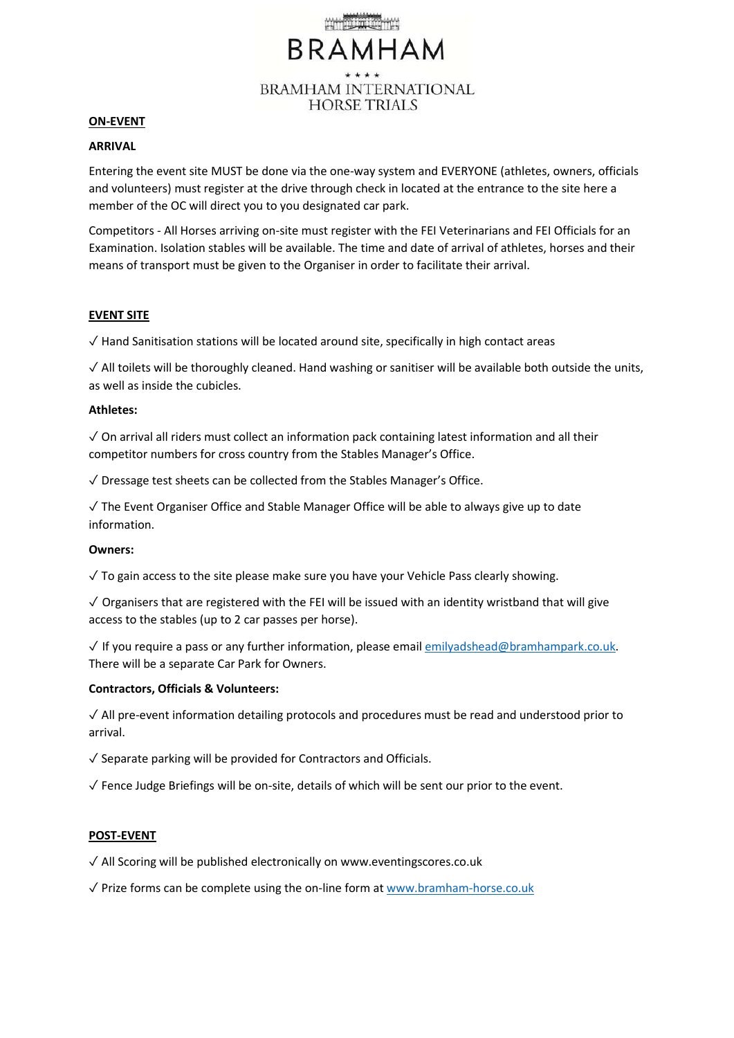BRAMHAM

★★★★

BRAMHAM INTERNATIONAL HORSE TRIALS

## ON-EVENT

### ARRIVAL

Entering the event site MUST be done via the one-way system and EVERYONE (athletes, owners, officials and volunteers) must register at the drive through check in located at the entrance to the site here a member of the OC will direct you to you designated car park.

Competitors - All Horses arriving on-site must register with the FEI Veterinarians and FEI Officials for an Examination. Isolation stables will be available. The time and date of arrival of athletes, horses and their means of transport must be given to the Organiser in order to facilitate their arrival.

## EVENT SITE

✓ Hand Sanitisation stations will be located around site, specifically in high contact areas

✓ All toilets will be thoroughly cleaned. Hand washing or sanitiser will be available both outside the units, as well as inside the cubicles.

**Athletes:**

✓ On arrival all riders must collect an information pack containing latest information and all their competitor numbers for cross country from the Stables Manager's Office.

✓ Dressage test sheets can be collected from the Stables Manager's Office.

✓ The Event Organiser Office and Stable Manager Office will be able to always give up to date information.

**Owners:**

✓ To gain access to the site please make sure you have your Vehicle Pass clearly showing.

✓ Organisers that are registered with the FEI will be issued with an identity wristband that will give access to the stables (up to 2 car passes per horse).

✓ If you require a pass or any further information, please email emilyadshead@bramhampark.co.uk. There will be a separate Car Park for Owners.

**Contractors, Officials & Volunteers:**

✓ All pre-event information detailing protocols and procedures must be read and understood prior to arrival.

✓ Separate parking will be provided for Contractors and Officials.

✓ Fence Judge Briefings will be on-site, details of which will be sent our prior to the event.

## POST-EVENT

✓ All Scoring will be published electronically on www.eventingscores.co.uk

✓ Prize forms can be complete using the on-line form at www.bramham-horse.co.uk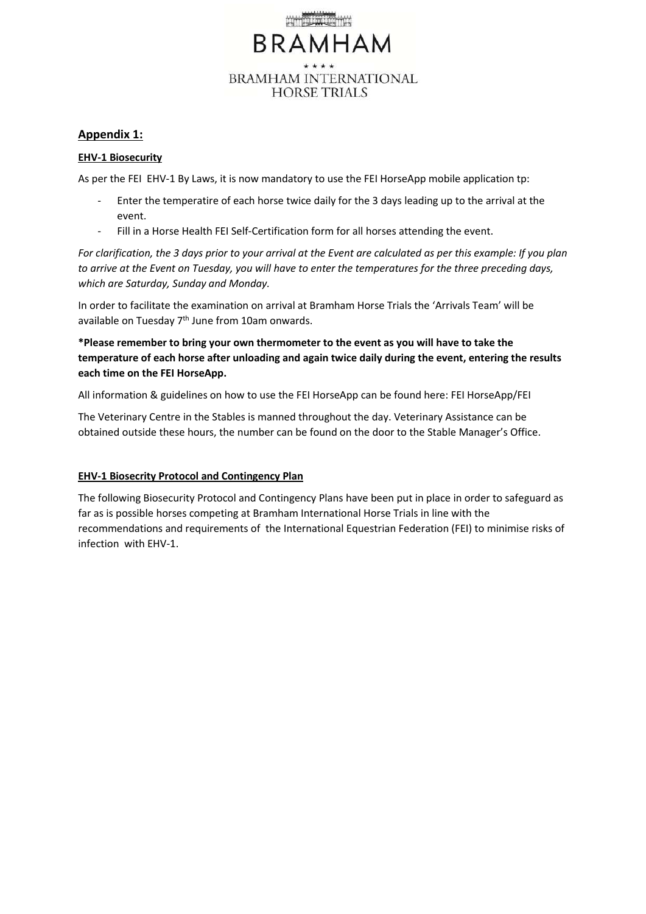## Appendix 1:

### EHV-1 Biosecurity

As per the FEI  EHV-1 By Laws, it is now mandatory to use the FEI HorseApp mobile application tp:

- Enter the temperatire of each horse twice daily for the 3 days leading up to the arrival at the event.
- Fill in a Horse Health FEI Self-Certification form for all horses attending the event.

*For clarification, the 3 days prior to your arrival at the Event are calculated as per this example: If you plan to arrive at the Event on Tuesday, you will have to enter the temperatures for the three preceding days, which are Saturday, Sunday and Monday.*

In order to facilitate the examination on arrival at Bramham Horse Trials the 'Arrivals Team' will be available on Tuesday 7th June from 10am onwards.

**\*Please remember to bring your own thermometer to the event as you will have to take the temperature of each horse after unloading and again twice daily during the event, entering the results each time on the FEI HorseApp.**

All information & guidelines on how to use the FEI HorseApp can be found here: FEI HorseApp/FEI

The Veterinary Centre in the Stables is manned throughout the day. Veterinary Assistance can be obtained outside these hours, the number can be found on the door to the Stable Manager's Office.

### EHV-1 Biosecrity Protocol and Contingency Plan

The following Biosecurity Protocol and Contingency Plans have been put in place in order to safeguard as far as is possible horses competing at Bramham International Horse Trials in line with the recommendations and requirements of  the International Equestrian Federation (FEI) to minimise risks of infection  with EHV-1.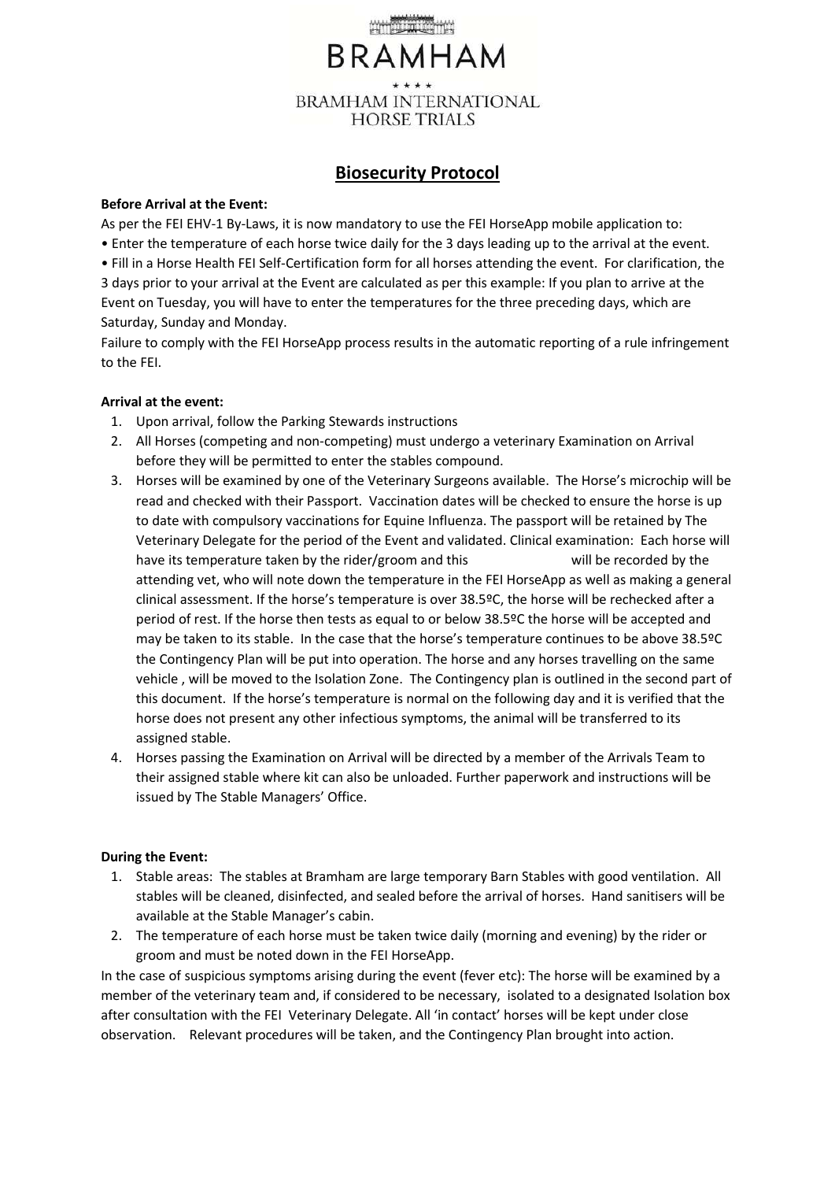BRAMHAM

★ ★ ★ ★

BRAMHAM INTERNATIONAL HORSE TRIALS

# Biosecurity Protocol

**Before Arrival at the Event:**

As per the FEI EHV-1 By-Laws, it is now mandatory to use the FEI HorseApp mobile application to:

- Enter the temperature of each horse twice daily for the 3 days leading up to the arrival at the event.
- Fill in a Horse Health FEI Self-Certification form for all horses attending the event. For clarification, the 3 days prior to your arrival at the Event are calculated as per this example: If you plan to arrive at the Event on Tuesday, you will have to enter the temperatures for the three preceding days, which are Saturday, Sunday and Monday.

Failure to comply with the FEI HorseApp process results in the automatic reporting of a rule infringement to the FEI.

**Arrival at the event:**

1. Upon arrival, follow the Parking Stewards instructions
2. All Horses (competing and non-competing) must undergo a veterinary Examination on Arrival before they will be permitted to enter the stables compound.
3. Horses will be examined by one of the Veterinary Surgeons available. The Horse's microchip will be read and checked with their Passport. Vaccination dates will be checked to ensure the horse is up to date with compulsory vaccinations for Equine Influenza. The passport will be retained by The Veterinary Delegate for the period of the Event and validated. Clinical examination: Each horse will have its temperature taken by the rider/groom and this will be recorded by the attending vet, who will note down the temperature in the FEI HorseApp as well as making a general clinical assessment. If the horse's temperature is over 38.5ºC, the horse will be rechecked after a period of rest. If the horse then tests as equal to or below 38.5ºC the horse will be accepted and may be taken to its stable. In the case that the horse's temperature continues to be above 38.5ºC the Contingency Plan will be put into operation. The horse and any horses travelling on the same vehicle , will be moved to the Isolation Zone. The Contingency plan is outlined in the second part of this document. If the horse's temperature is normal on the following day and it is verified that the horse does not present any other infectious symptoms, the animal will be transferred to its assigned stable.
4. Horses passing the Examination on Arrival will be directed by a member of the Arrivals Team to their assigned stable where kit can also be unloaded. Further paperwork and instructions will be issued by The Stable Managers' Office.

**During the Event:**

1. Stable areas: The stables at Bramham are large temporary Barn Stables with good ventilation. All stables will be cleaned, disinfected, and sealed before the arrival of horses. Hand sanitisers will be available at the Stable Manager's cabin.
2. The temperature of each horse must be taken twice daily (morning and evening) by the rider or groom and must be noted down in the FEI HorseApp.

In the case of suspicious symptoms arising during the event (fever etc): The horse will be examined by a member of the veterinary team and, if considered to be necessary, isolated to a designated Isolation box after consultation with the FEI Veterinary Delegate. All 'in contact' horses will be kept under close observation. Relevant procedures will be taken, and the Contingency Plan brought into action.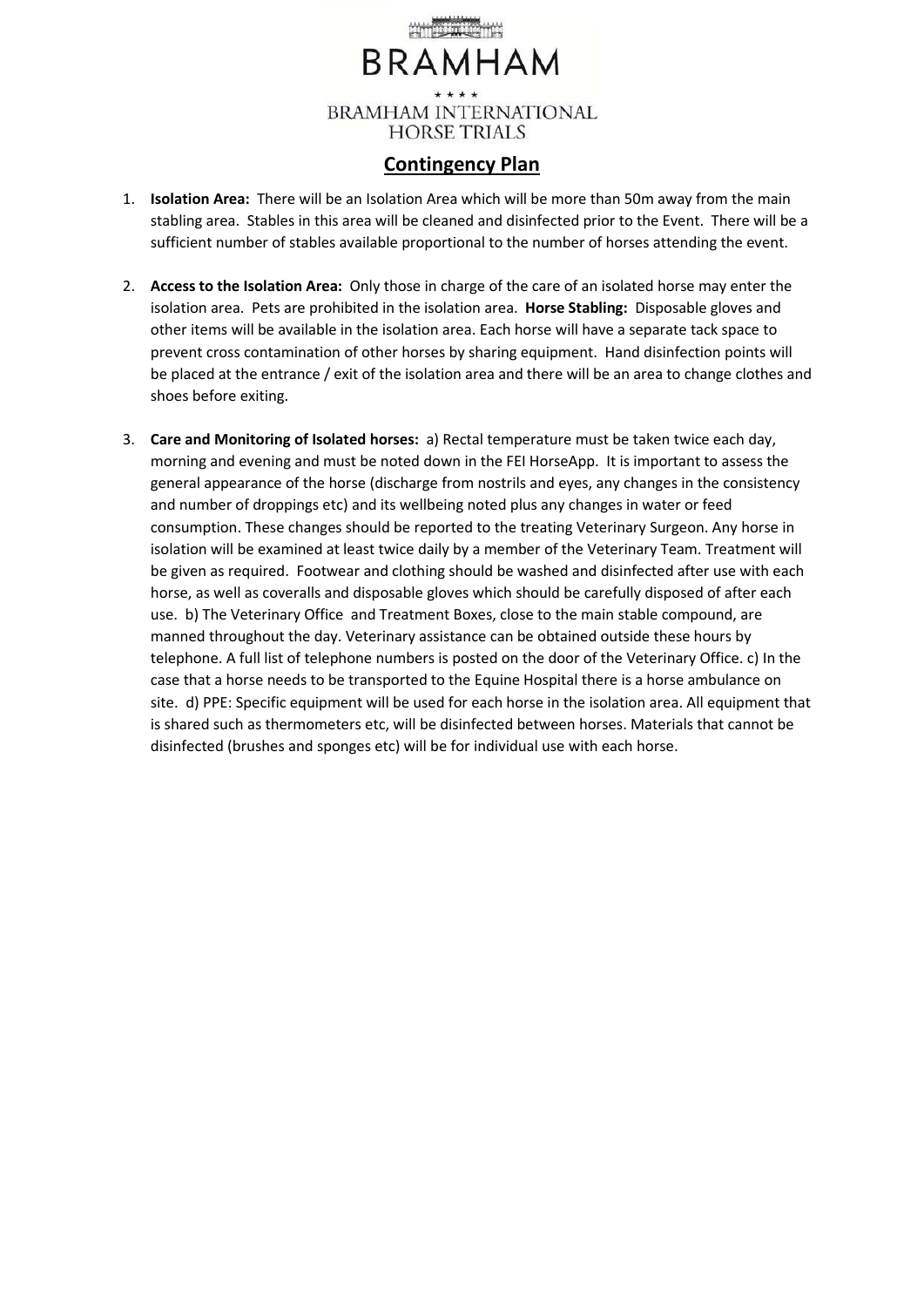BRAMHAM

★ ★ ★ ★

BRAMHAM INTERNATIONAL HORSE TRIALS

## Contingency Plan

1. **Isolation Area:** There will be an Isolation Area which will be more than 50m away from the main stabling area. Stables in this area will be cleaned and disinfected prior to the Event. There will be a sufficient number of stables available proportional to the number of horses attending the event.

2. **Access to the Isolation Area:** Only those in charge of the care of an isolated horse may enter the isolation area. Pets are prohibited in the isolation area. **Horse Stabling:** Disposable gloves and other items will be available in the isolation area. Each horse will have a separate tack space to prevent cross contamination of other horses by sharing equipment. Hand disinfection points will be placed at the entrance / exit of the isolation area and there will be an area to change clothes and shoes before exiting.

3. **Care and Monitoring of Isolated horses:** a) Rectal temperature must be taken twice each day, morning and evening and must be noted down in the FEI HorseApp. It is important to assess the general appearance of the horse (discharge from nostrils and eyes, any changes in the consistency and number of droppings etc) and its wellbeing noted plus any changes in water or feed consumption. These changes should be reported to the treating Veterinary Surgeon. Any horse in isolation will be examined at least twice daily by a member of the Veterinary Team. Treatment will be given as required. Footwear and clothing should be washed and disinfected after use with each horse, as well as coveralls and disposable gloves which should be carefully disposed of after each use. b) The Veterinary Office and Treatment Boxes, close to the main stable compound, are manned throughout the day. Veterinary assistance can be obtained outside these hours by telephone. A full list of telephone numbers is posted on the door of the Veterinary Office. c) In the case that a horse needs to be transported to the Equine Hospital there is a horse ambulance on site. d) PPE: Specific equipment will be used for each horse in the isolation area. All equipment that is shared such as thermometers etc, will be disinfected between horses. Materials that cannot be disinfected (brushes and sponges etc) will be for individual use with each horse.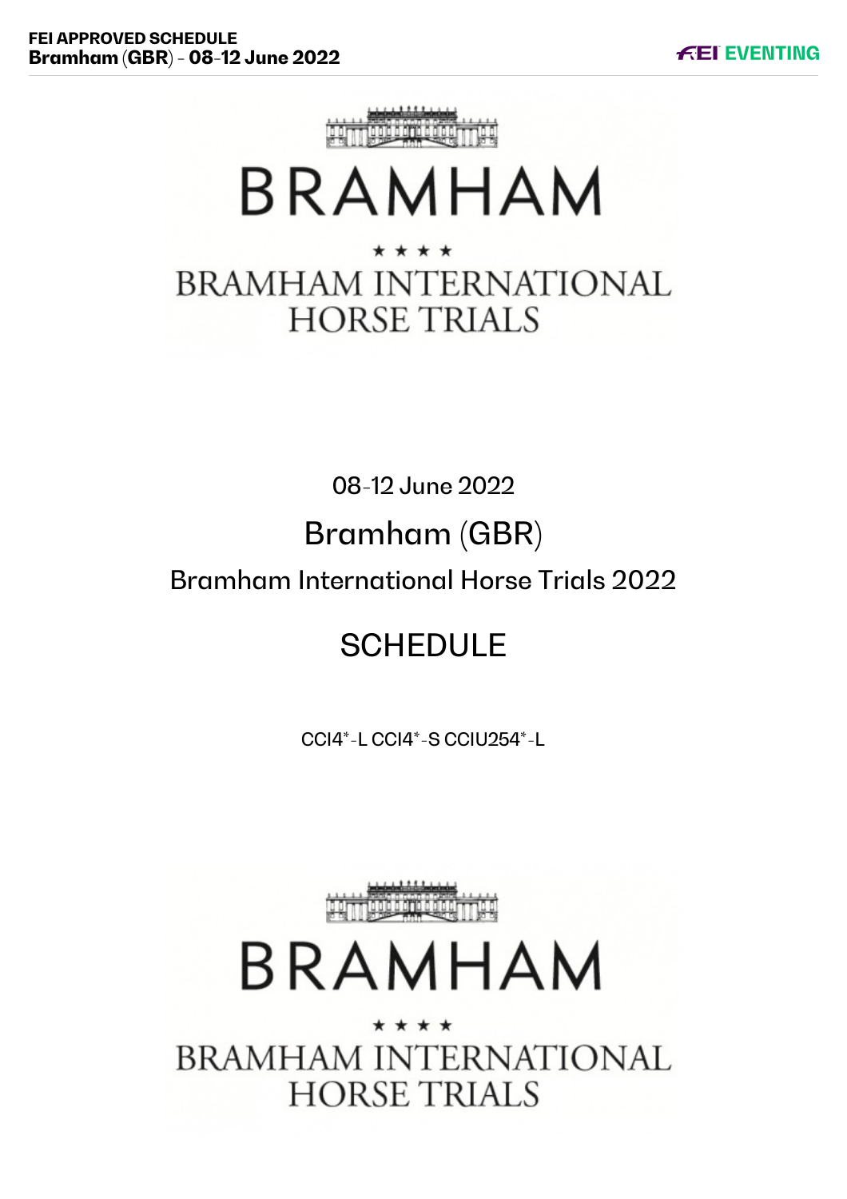# BRAMHAM

★ ★ ★ ★

BRAMHAM INTERNATIONAL HORSE TRIALS

08-12 June 2022

## Bramham (GBR)

Bramham International Horse Trials 2022

# SCHEDULE

CCI4*-L CCI4*-S CCIU254*-L

# BRAMHAM

★ ★ ★ ★

BRAMHAM INTERNATIONAL HORSE TRIALS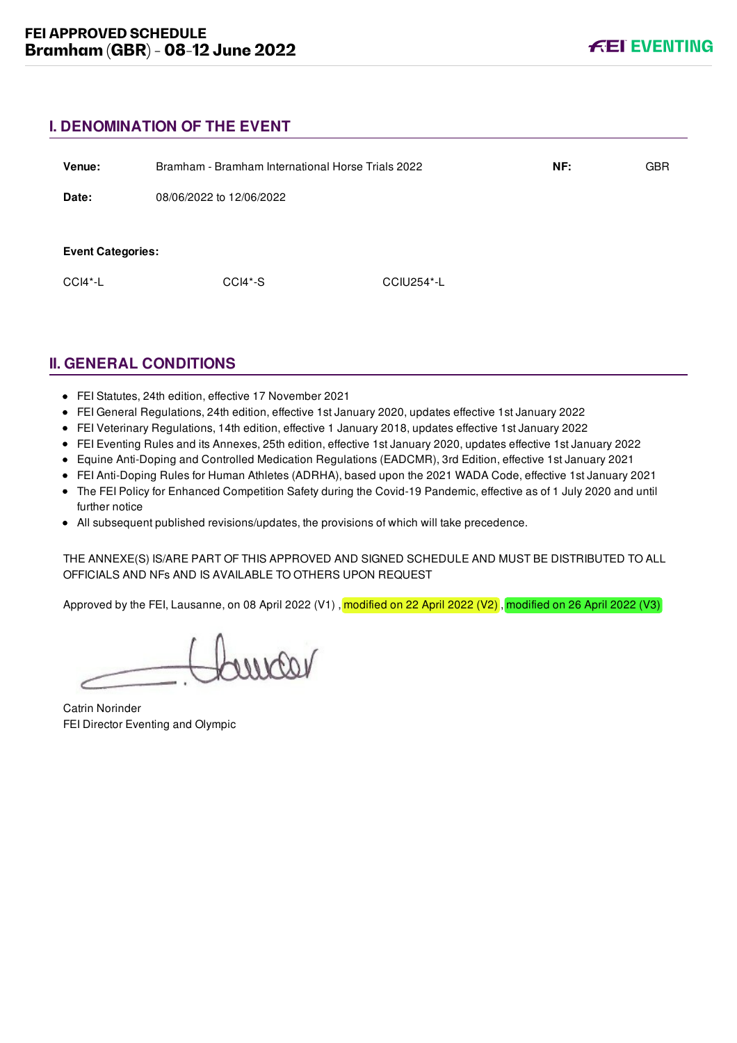## I. DENOMINATION OF THE EVENT

| | | | |
|---|---|---|---|
| **Venue:** | Bramham - Bramham International Horse Trials 2022 | **NF:** | GBR |
| **Date:** | 08/06/2022 to 12/06/2022 | | |

**Event Categories:**

| | | |
|---|---|---|
| CCI4*-L | CCI4*-S | CCIU254*-L |

## II. GENERAL CONDITIONS

- FEI Statutes, 24th edition, effective 17 November 2021
- FEI General Regulations, 24th edition, effective 1st January 2020, updates effective 1st January 2022
- FEI Veterinary Regulations, 14th edition, effective 1 January 2018, updates effective 1st January 2022
- FEI Eventing Rules and its Annexes, 25th edition, effective 1st January 2020, updates effective 1st January 2022
- Equine Anti-Doping and Controlled Medication Regulations (EADCMR), 3rd Edition, effective 1st January 2021
- FEI Anti-Doping Rules for Human Athletes (ADRHA), based upon the 2021 WADA Code, effective 1st January 2021
- The FEI Policy for Enhanced Competition Safety during the Covid-19 Pandemic, effective as of 1 July 2020 and until further notice
- All subsequent published revisions/updates, the provisions of which will take precedence.

THE ANNEXE(S) IS/ARE PART OF THIS APPROVED AND SIGNED SCHEDULE AND MUST BE DISTRIBUTED TO ALL OFFICIALS AND NFs AND IS AVAILABLE TO OTHERS UPON REQUEST

Approved by the FEI, Lausanne, on 08 April 2022 (V1) , modified on 22 April 2022 (V2) , modified on 26 April 2022 (V3)

Catrin Norinder
FEI Director Eventing and Olympic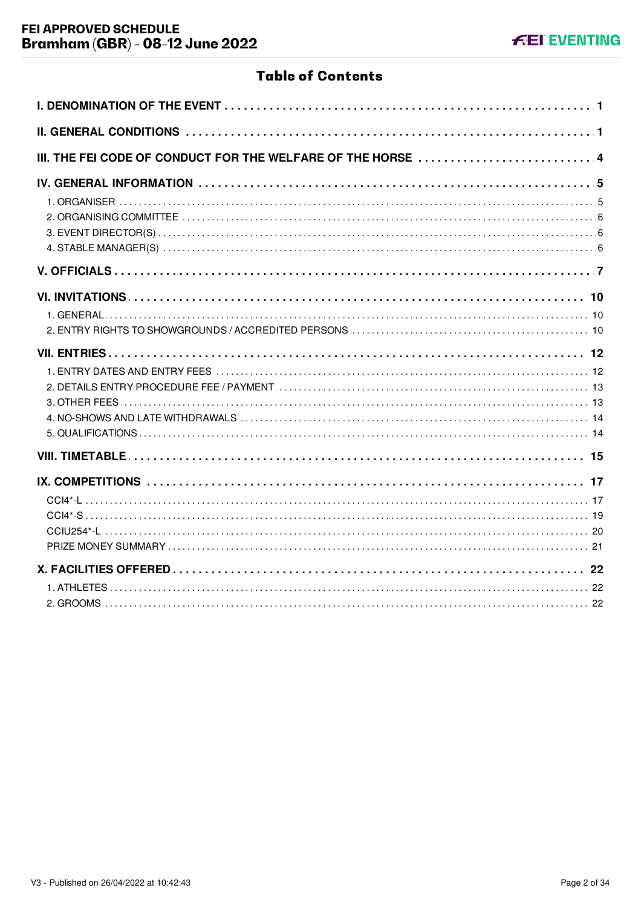# Table of Contents

- **I. DENOMINATION OF THE EVENT** ..... 1
- **II. GENERAL CONDITIONS** ..... 1
- **III. THE FEI CODE OF CONDUCT FOR THE WELFARE OF THE HORSE** ..... 4
- **IV. GENERAL INFORMATION** ..... 5
  - 1. ORGANISER ..... 5
  - 2. ORGANISING COMMITTEE ..... 6
  - 3. EVENT DIRECTOR(S) ..... 6
  - 4. STABLE MANAGER(S) ..... 6
- **V. OFFICIALS** ..... 7
- **VI. INVITATIONS** ..... 10
  - 1. GENERAL ..... 10
  - 2. ENTRY RIGHTS TO SHOWGROUNDS / ACCREDITED PERSONS ..... 10
- **VII. ENTRIES** ..... 12
  - 1. ENTRY DATES AND ENTRY FEES ..... 12
  - 2. DETAILS ENTRY PROCEDURE FEE / PAYMENT ..... 13
  - 3. OTHER FEES ..... 13
  - 4. NO-SHOWS AND LATE WITHDRAWALS ..... 14
  - 5. QUALIFICATIONS ..... 14
- **VIII. TIMETABLE** ..... 15
- **IX. COMPETITIONS** ..... 17
  - CCI4*-L ..... 17
  - CCI4*-S ..... 19
  - CCIU254*-L ..... 20
  - PRIZE MONEY SUMMARY ..... 21
- **X. FACILITIES OFFERED** ..... 22
  - 1. ATHLETES ..... 22
  - 2. GROOMS ..... 22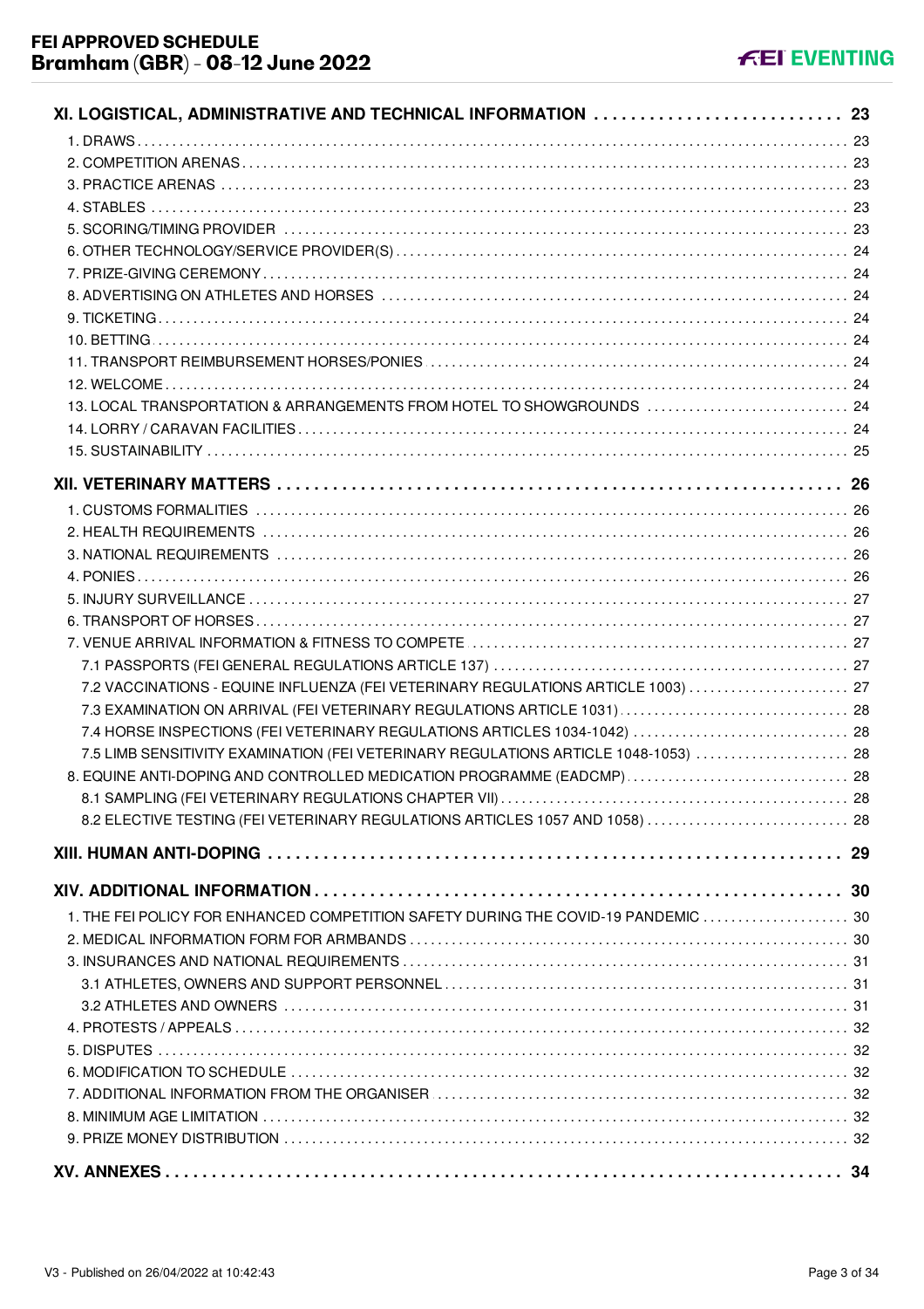XI. LOGISTICAL, ADMINISTRATIVE AND TECHNICAL INFORMATION ........................... 23
- 1. DRAWS ........................................................ 23
- 2. COMPETITION ARENAS ........................................................ 23
- 3. PRACTICE ARENAS ........................................................ 23
- 4. STABLES ........................................................ 23
- 5. SCORING/TIMING PROVIDER ........................................................ 23
- 6. OTHER TECHNOLOGY/SERVICE PROVIDER(S) ........................................................ 24
- 7. PRIZE-GIVING CEREMONY ........................................................ 24
- 8. ADVERTISING ON ATHLETES AND HORSES ........................................................ 24
- 9. TICKETING ........................................................ 24
- 10. BETTING ........................................................ 24
- 11. TRANSPORT REIMBURSEMENT HORSES/PONIES ........................................................ 24
- 12. WELCOME ........................................................ 24
- 13. LOCAL TRANSPORTATION & ARRANGEMENTS FROM HOTEL TO SHOWGROUNDS ........................................................ 24
- 14. LORRY / CARAVAN FACILITIES ........................................................ 24
- 15. SUSTAINABILITY ........................................................ 25

XII. VETERINARY MATTERS ........................................................ 26
- 1. CUSTOMS FORMALITIES ........................................................ 26
- 2. HEALTH REQUIREMENTS ........................................................ 26
- 3. NATIONAL REQUIREMENTS ........................................................ 26
- 4. PONIES ........................................................ 26
- 5. INJURY SURVEILLANCE ........................................................ 27
- 6. TRANSPORT OF HORSES ........................................................ 27
- 7. VENUE ARRIVAL INFORMATION & FITNESS TO COMPETE ........................................................ 27
  - 7.1 PASSPORTS (FEI GENERAL REGULATIONS ARTICLE 137) ........................................................ 27
  - 7.2 VACCINATIONS - EQUINE INFLUENZA (FEI VETERINARY REGULATIONS ARTICLE 1003) ........................................................ 27
  - 7.3 EXAMINATION ON ARRIVAL (FEI VETERINARY REGULATIONS ARTICLE 1031) ........................................................ 28
  - 7.4 HORSE INSPECTIONS (FEI VETERINARY REGULATIONS ARTICLES 1034-1042) ........................................................ 28
  - 7.5 LIMB SENSITIVITY EXAMINATION (FEI VETERINARY REGULATIONS ARTICLE 1048-1053) ........................................................ 28
- 8. EQUINE ANTI-DOPING AND CONTROLLED MEDICATION PROGRAMME (EADCMP) ........................................................ 28
  - 8.1 SAMPLING (FEI VETERINARY REGULATIONS CHAPTER VII) ........................................................ 28
  - 8.2 ELECTIVE TESTING (FEI VETERINARY REGULATIONS ARTICLES 1057 AND 1058) ........................................................ 28

XIII. HUMAN ANTI-DOPING ........................................................ 29

XIV. ADDITIONAL INFORMATION ........................................................ 30
- 1. THE FEI POLICY FOR ENHANCED COMPETITION SAFETY DURING THE COVID-19 PANDEMIC ........................................................ 30
- 2. MEDICAL INFORMATION FORM FOR ARMBANDS ........................................................ 30
- 3. INSURANCES AND NATIONAL REQUIREMENTS ........................................................ 31
  - 3.1 ATHLETES, OWNERS AND SUPPORT PERSONNEL ........................................................ 31
  - 3.2 ATHLETES AND OWNERS ........................................................ 31
- 4. PROTESTS / APPEALS ........................................................ 32
- 5. DISPUTES ........................................................ 32
- 6. MODIFICATION TO SCHEDULE ........................................................ 32
- 7. ADDITIONAL INFORMATION FROM THE ORGANISER ........................................................ 32
- 8. MINIMUM AGE LIMITATION ........................................................ 32
- 9. PRIZE MONEY DISTRIBUTION ........................................................ 32

XV. ANNEXES ........................................................ 34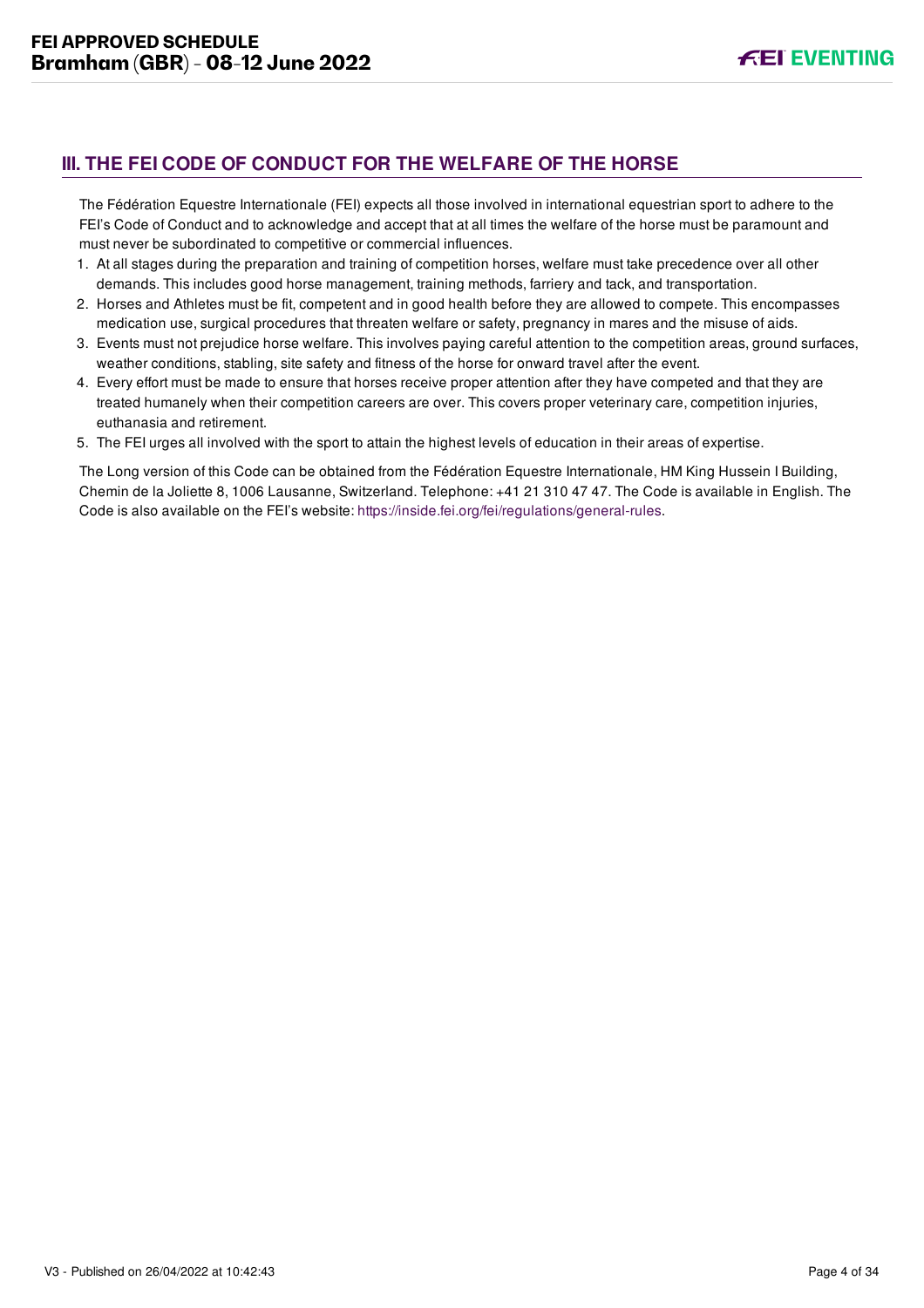## III. THE FEI CODE OF CONDUCT FOR THE WELFARE OF THE HORSE

The Fédération Equestre Internationale (FEI) expects all those involved in international equestrian sport to adhere to the FEI's Code of Conduct and to acknowledge and accept that at all times the welfare of the horse must be paramount and must never be subordinated to competitive or commercial influences.

1. At all stages during the preparation and training of competition horses, welfare must take precedence over all other demands. This includes good horse management, training methods, farriery and tack, and transportation.
2. Horses and Athletes must be fit, competent and in good health before they are allowed to compete. This encompasses medication use, surgical procedures that threaten welfare or safety, pregnancy in mares and the misuse of aids.
3. Events must not prejudice horse welfare. This involves paying careful attention to the competition areas, ground surfaces, weather conditions, stabling, site safety and fitness of the horse for onward travel after the event.
4. Every effort must be made to ensure that horses receive proper attention after they have competed and that they are treated humanely when their competition careers are over. This covers proper veterinary care, competition injuries, euthanasia and retirement.
5. The FEI urges all involved with the sport to attain the highest levels of education in their areas of expertise.

The Long version of this Code can be obtained from the Fédération Equestre Internationale, HM King Hussein I Building, Chemin de la Joliette 8, 1006 Lausanne, Switzerland. Telephone: +41 21 310 47 47. The Code is available in English. The Code is also available on the FEI's website: https://inside.fei.org/fei/regulations/general-rules.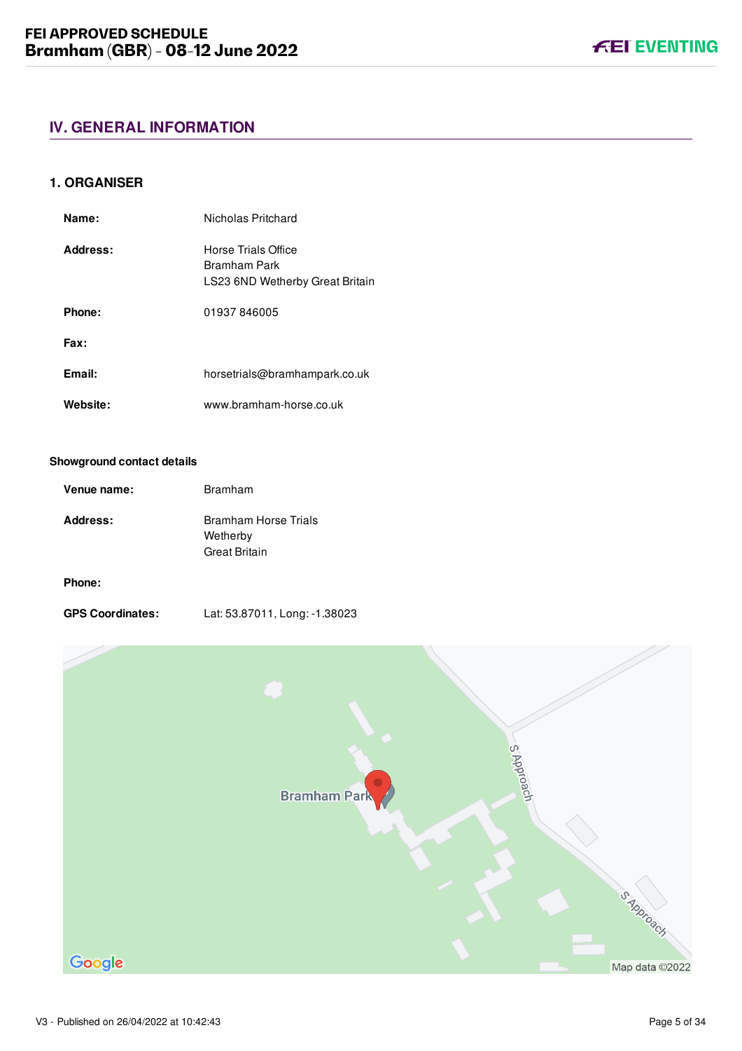## IV. GENERAL INFORMATION

### 1. ORGANISER

| | |
|---|---|
| **Name:** | Nicholas Pritchard |
| **Address:** | Horse Trials Office<br>Bramham Park<br>LS23 6ND Wetherby Great Britain |
| **Phone:** | 01937 846005 |
| **Fax:** | |
| **Email:** | horsetrials@bramhampark.co.uk |
| **Website:** | www.bramham-horse.co.uk |

**Showground contact details**

| | |
|---|---|
| **Venue name:** | Bramham |
| **Address:** | Bramham Horse Trials<br>Wetherby<br>Great Britain |
| **Phone:** | |
| **GPS Coordinates:** | Lat: 53.87011, Long: -1.38023 |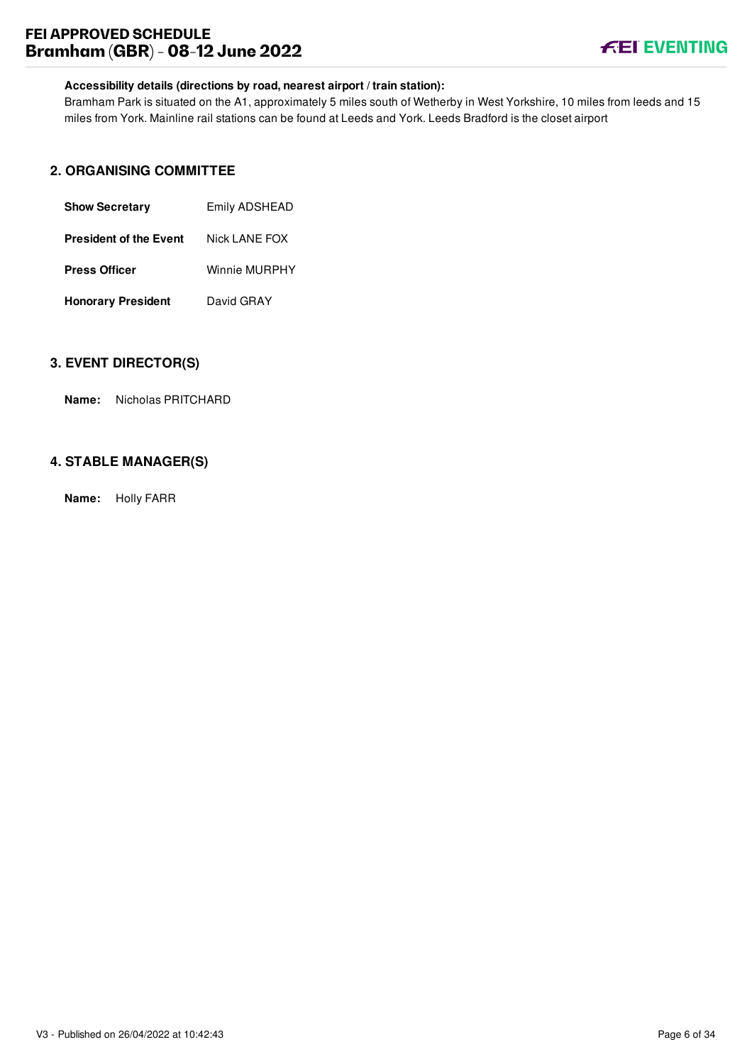**Accessibility details (directions by road, nearest airport / train station):**

Bramham Park is situated on the A1, approximately 5 miles south of Wetherby in West Yorkshire, 10 miles from leeds and 15 miles from York. Mainline rail stations can be found at Leeds and York. Leeds Bradford is the closet airport

## 2. ORGANISING COMMITTEE

| | |
|---|---|
| **Show Secretary** | Emily ADSHEAD |
| **President of the Event** | Nick LANE FOX |
| **Press Officer** | Winnie MURPHY |
| **Honorary President** | David GRAY |

## 3. EVENT DIRECTOR(S)

**Name:** Nicholas PRITCHARD

## 4. STABLE MANAGER(S)

**Name:** Holly FARR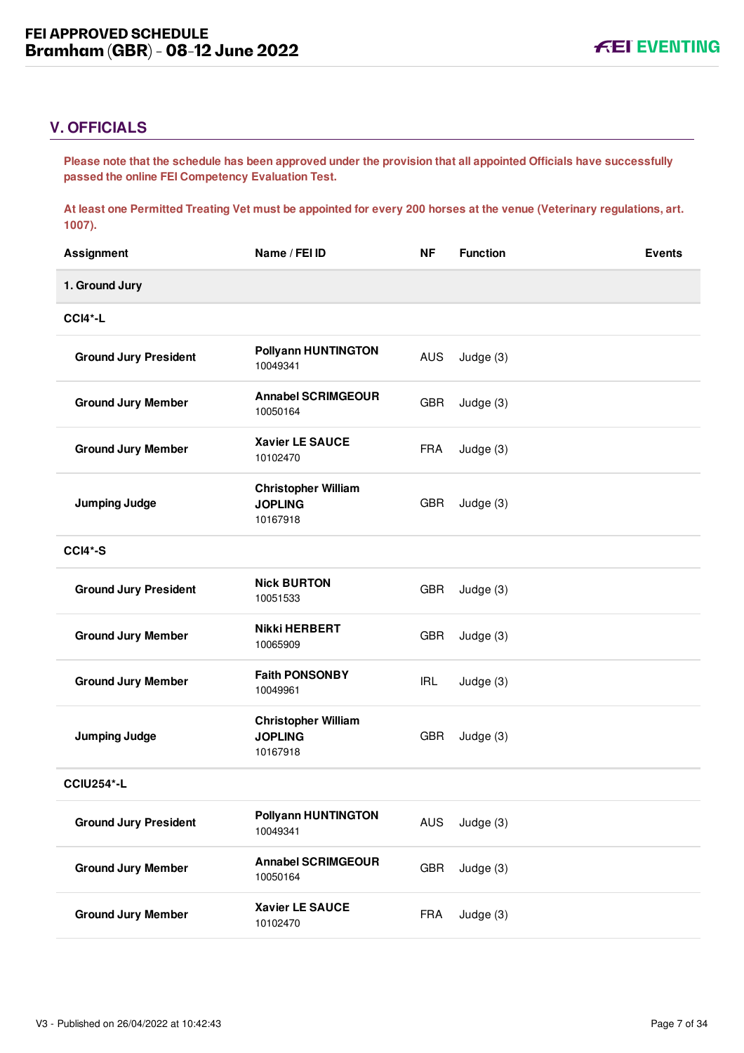## V. OFFICIALS

**Please note that the schedule has been approved under the provision that all appointed Officials have successfully passed the online FEI Competency Evaluation Test.**

**At least one Permitted Treating Vet must be appointed for every 200 horses at the venue (Veterinary regulations, art. 1007).**

| Assignment | Name / FEI ID | NF | Function | Events |
|---|---|---|---|---|
| **1. Ground Jury** | | | | |
| **CCI4*-L** | | | | |
| **Ground Jury President** | **Pollyann HUNTINGTON** 10049341 | AUS | Judge (3) | |
| **Ground Jury Member** | **Annabel SCRIMGEOUR** 10050164 | GBR | Judge (3) | |
| **Ground Jury Member** | **Xavier LE SAUCE** 10102470 | FRA | Judge (3) | |
| **Jumping Judge** | **Christopher William JOPLING** 10167918 | GBR | Judge (3) | |
| **CCI4*-S** | | | | |
| **Ground Jury President** | **Nick BURTON** 10051533 | GBR | Judge (3) | |
| **Ground Jury Member** | **Nikki HERBERT** 10065909 | GBR | Judge (3) | |
| **Ground Jury Member** | **Faith PONSONBY** 10049961 | IRL | Judge (3) | |
| **Jumping Judge** | **Christopher William JOPLING** 10167918 | GBR | Judge (3) | |
| **CCIU254*-L** | | | | |
| **Ground Jury President** | **Pollyann HUNTINGTON** 10049341 | AUS | Judge (3) | |
| **Ground Jury Member** | **Annabel SCRIMGEOUR** 10050164 | GBR | Judge (3) | |
| **Ground Jury Member** | **Xavier LE SAUCE** 10102470 | FRA | Judge (3) | |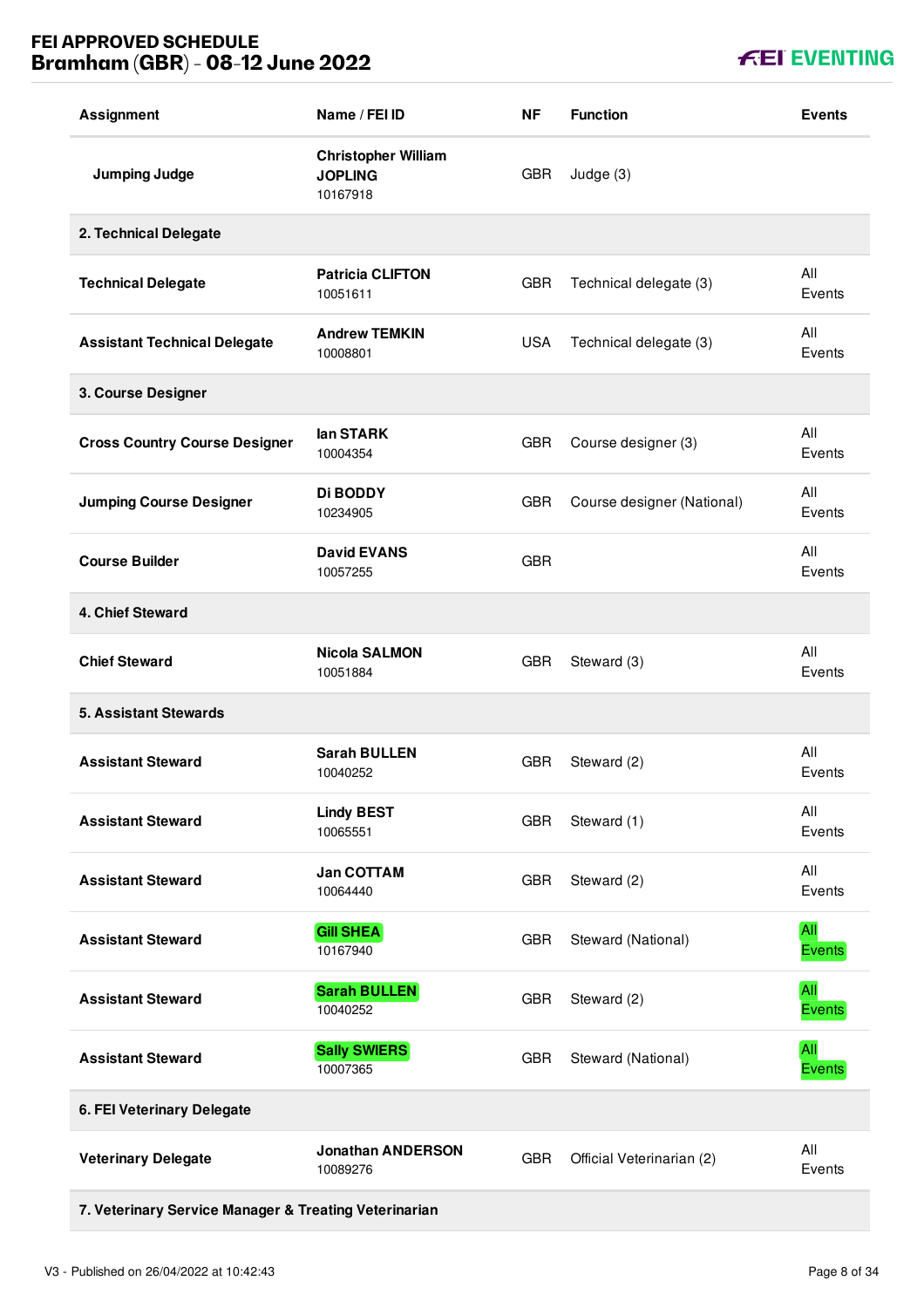| Assignment | Name / FEI ID | NF | Function | Events |
|---|---|---|---|---|
| Jumping Judge | **Christopher William JOPLING** 10167918 | GBR | Judge (3) | |
| **2. Technical Delegate** | | | | |
| Technical Delegate | **Patricia CLIFTON** 10051611 | GBR | Technical delegate (3) | All Events |
| Assistant Technical Delegate | **Andrew TEMKIN** 10008801 | USA | Technical delegate (3) | All Events |
| **3. Course Designer** | | | | |
| Cross Country Course Designer | **Ian STARK** 10004354 | GBR | Course designer (3) | All Events |
| Jumping Course Designer | **Di BODDY** 10234905 | GBR | Course designer (National) | All Events |
| Course Builder | **David EVANS** 10057255 | GBR | | All Events |
| **4. Chief Steward** | | | | |
| Chief Steward | **Nicola SALMON** 10051884 | GBR | Steward (3) | All Events |
| **5. Assistant Stewards** | | | | |
| Assistant Steward | **Sarah BULLEN** 10040252 | GBR | Steward (2) | All Events |
| Assistant Steward | **Lindy BEST** 10065551 | GBR | Steward (1) | All Events |
| Assistant Steward | **Jan COTTAM** 10064440 | GBR | Steward (2) | All Events |
| Assistant Steward | **Gill SHEA** 10167940 | GBR | Steward (National) | All Events |
| Assistant Steward | **Sarah BULLEN** 10040252 | GBR | Steward (2) | All Events |
| Assistant Steward | **Sally SWIERS** 10007365 | GBR | Steward (National) | All Events |
| **6. FEI Veterinary Delegate** | | | | |
| Veterinary Delegate | **Jonathan ANDERSON** 10089276 | GBR | Official Veterinarian (2) | All Events |
| **7. Veterinary Service Manager & Treating Veterinarian** | | | | |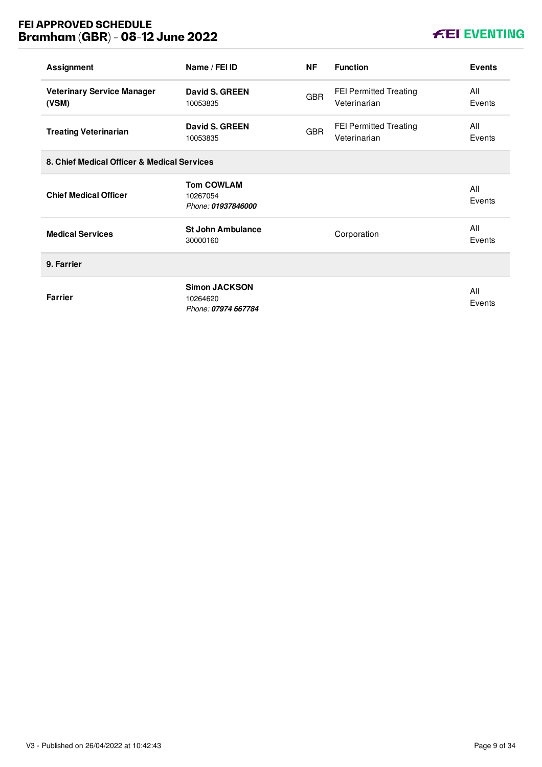| Assignment | Name / FEI ID | NF | Function | Events |
|---|---|---|---|---|
| **Veterinary Service Manager (VSM)** | **David S. GREEN** 10053835 | GBR | FEI Permitted Treating Veterinarian | All Events |
| **Treating Veterinarian** | **David S. GREEN** 10053835 | GBR | FEI Permitted Treating Veterinarian | All Events |
| **8. Chief Medical Officer & Medical Services** | | | | |
| **Chief Medical Officer** | **Tom COWLAM** 10267054 *Phone:* ***01937846000*** | | | All Events |
| **Medical Services** | **St John Ambulance** 30000160 | | Corporation | All Events |
| **9. Farrier** | | | | |
| **Farrier** | **Simon JACKSON** 10264620 *Phone:* ***07974 667784*** | | | All Events |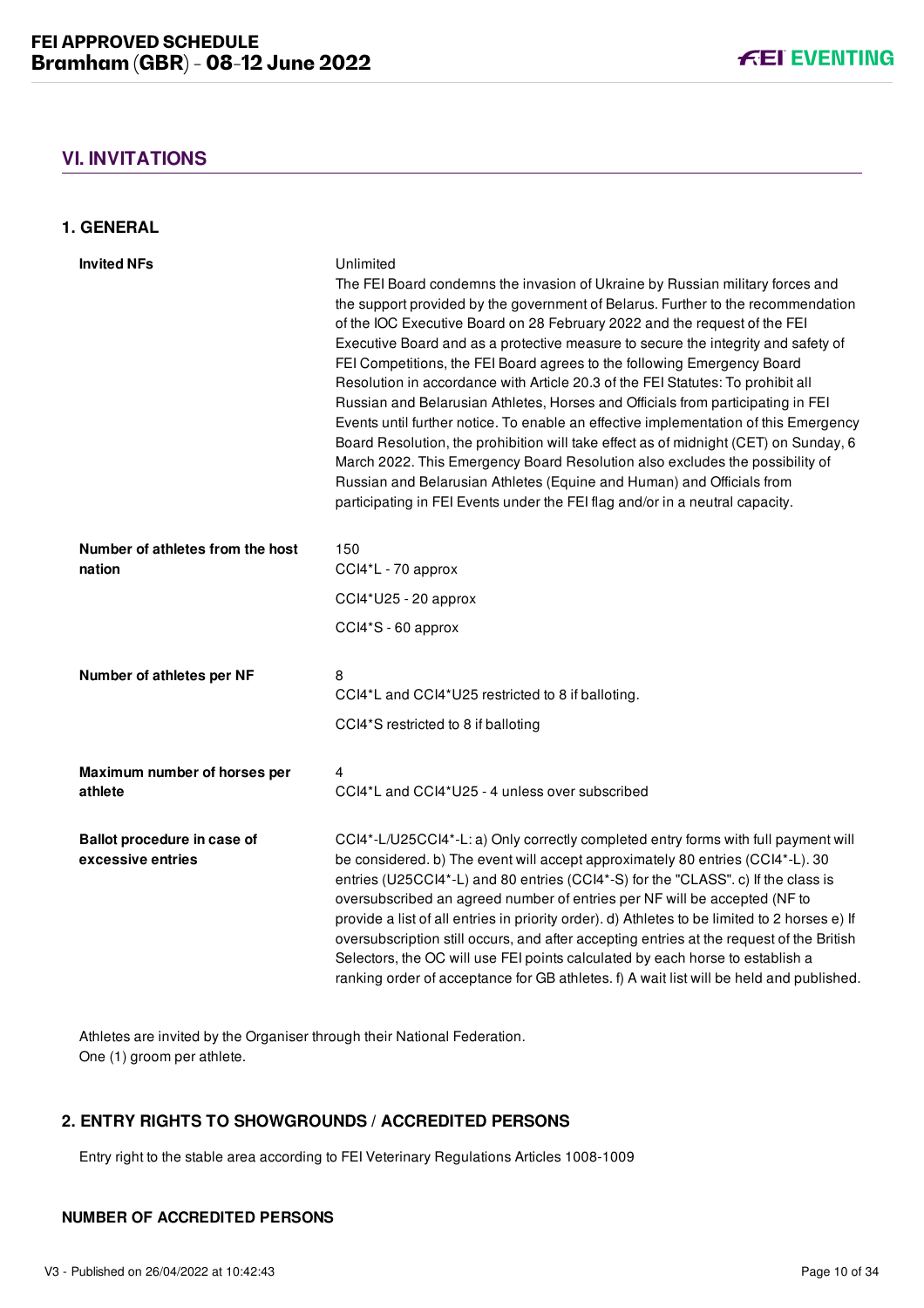## VI. INVITATIONS

### 1. GENERAL

| | |
|---|---|
| **Invited NFs** | Unlimited<br>The FEI Board condemns the invasion of Ukraine by Russian military forces and the support provided by the government of Belarus. Further to the recommendation of the IOC Executive Board on 28 February 2022 and the request of the FEI Executive Board and as a protective measure to secure the integrity and safety of FEI Competitions, the FEI Board agrees to the following Emergency Board Resolution in accordance with Article 20.3 of the FEI Statutes: To prohibit all Russian and Belarusian Athletes, Horses and Officials from participating in FEI Events until further notice. To enable an effective implementation of this Emergency Board Resolution, the prohibition will take effect as of midnight (CET) on Sunday, 6 March 2022. This Emergency Board Resolution also excludes the possibility of Russian and Belarusian Athletes (Equine and Human) and Officials from participating in FEI Events under the FEI flag and/or in a neutral capacity. |
| **Number of athletes from the host nation** | 150<br>CCI4*L - 70 approx<br>CCI4*U25 - 20 approx<br>CCI4*S - 60 approx |
| **Number of athletes per NF** | 8<br>CCI4*L and CCI4*U25 restricted to 8 if balloting.<br>CCI4*S restricted to 8 if balloting |
| **Maximum number of horses per athlete** | 4<br>CCI4*L and CCI4*U25 - 4 unless over subscribed |
| **Ballot procedure in case of excessive entries** | CCI4*-L/U25CCI4*-L: a) Only correctly completed entry forms with full payment will be considered. b) The event will accept approximately 80 entries (CCI4*-L). 30 entries (U25CCI4*-L) and 80 entries (CCI4*-S) for the "CLASS". c) If the class is oversubscribed an agreed number of entries per NF will be accepted (NF to provide a list of all entries in priority order). d) Athletes to be limited to 2 horses e) If oversubscription still occurs, and after accepting entries at the request of the British Selectors, the OC will use FEI points calculated by each horse to establish a ranking order of acceptance for GB athletes. f) A wait list will be held and published. |

Athletes are invited by the Organiser through their National Federation.
One (1) groom per athlete.

### 2. ENTRY RIGHTS TO SHOWGROUNDS / ACCREDITED PERSONS

Entry right to the stable area according to FEI Veterinary Regulations Articles 1008-1009

#### NUMBER OF ACCREDITED PERSONS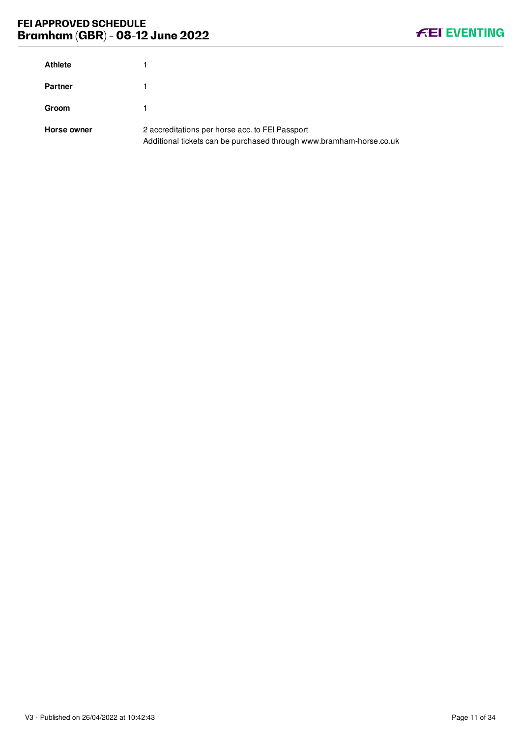| | |
|---|---|
| **Athlete** | 1 |
| **Partner** | 1 |
| **Groom** | 1 |
| **Horse owner** | 2 accreditations per horse acc. to FEI Passport<br>Additional tickets can be purchased through www.bramham-horse.co.uk |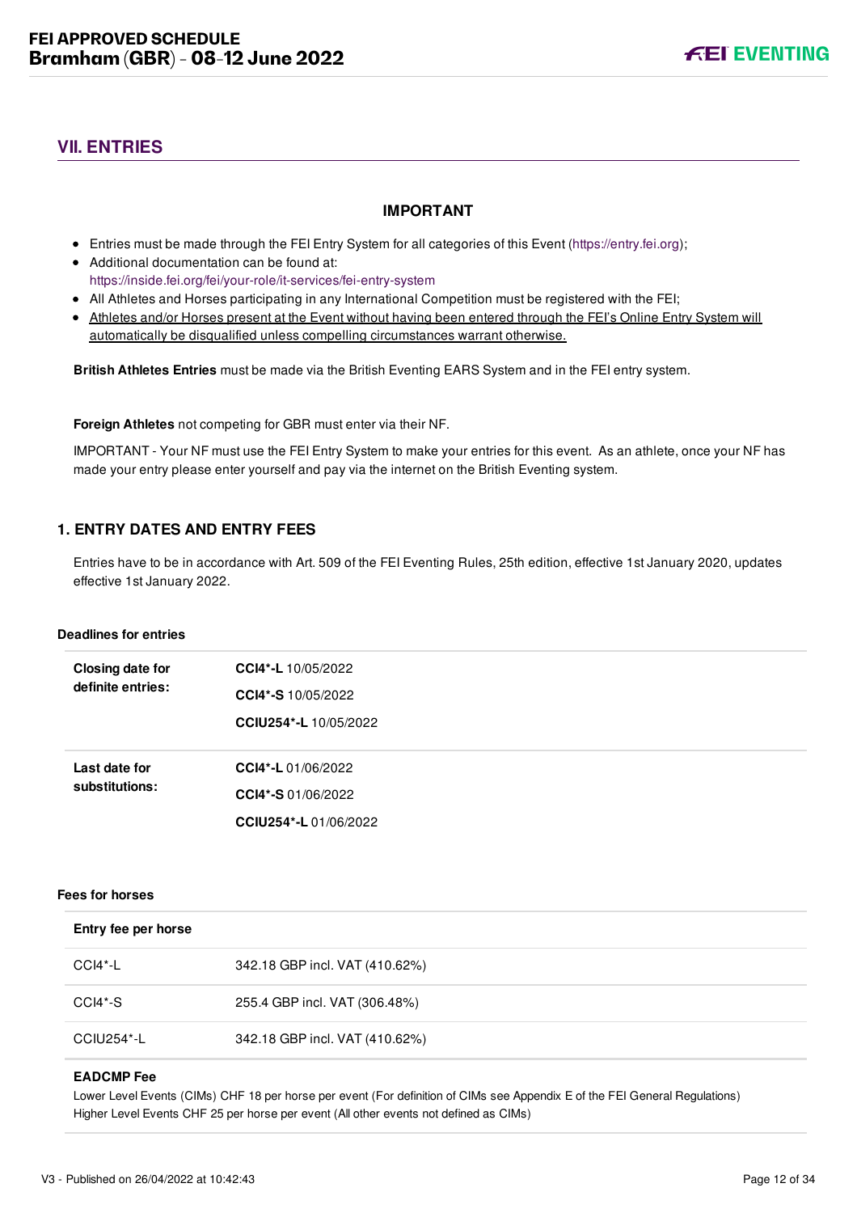## VII. ENTRIES

**IMPORTANT**

- Entries must be made through the FEI Entry System for all categories of this Event (https://entry.fei.org);
- Additional documentation can be found at: https://inside.fei.org/fei/your-role/it-services/fei-entry-system
- All Athletes and Horses participating in any International Competition must be registered with the FEI;
- Athletes and/or Horses present at the Event without having been entered through the FEI's Online Entry System will automatically be disqualified unless compelling circumstances warrant otherwise.

**British Athletes Entries** must be made via the British Eventing EARS System and in the FEI entry system.

**Foreign Athletes** not competing for GBR must enter via their NF.

IMPORTANT - Your NF must use the FEI Entry System to make your entries for this event. As an athlete, once your NF has made your entry please enter yourself and pay via the internet on the British Eventing system.

### 1. ENTRY DATES AND ENTRY FEES

Entries have to be in accordance with Art. 509 of the FEI Eventing Rules, 25th edition, effective 1st January 2020, updates effective 1st January 2022.

**Deadlines for entries**

| | |
|---|---|
| **Closing date for definite entries:** | **CCI4*-L** 10/05/2022<br>**CCI4*-S** 10/05/2022<br>**CCIU254*-L** 10/05/2022 |
| **Last date for substitutions:** | **CCI4*-L** 01/06/2022<br>**CCI4*-S** 01/06/2022<br>**CCIU254*-L** 01/06/2022 |

**Fees for horses**

| **Entry fee per horse** | |
|---|---|
| CCI4*-L | 342.18 GBP incl. VAT (410.62%) |
| CCI4*-S | 255.4 GBP incl. VAT (306.48%) |
| CCIU254*-L | 342.18 GBP incl. VAT (410.62%) |

**EADCMP Fee**

Lower Level Events (CIMs) CHF 18 per horse per event (For definition of CIMs see Appendix E of the FEI General Regulations)
Higher Level Events CHF 25 per horse per event (All other events not defined as CIMs)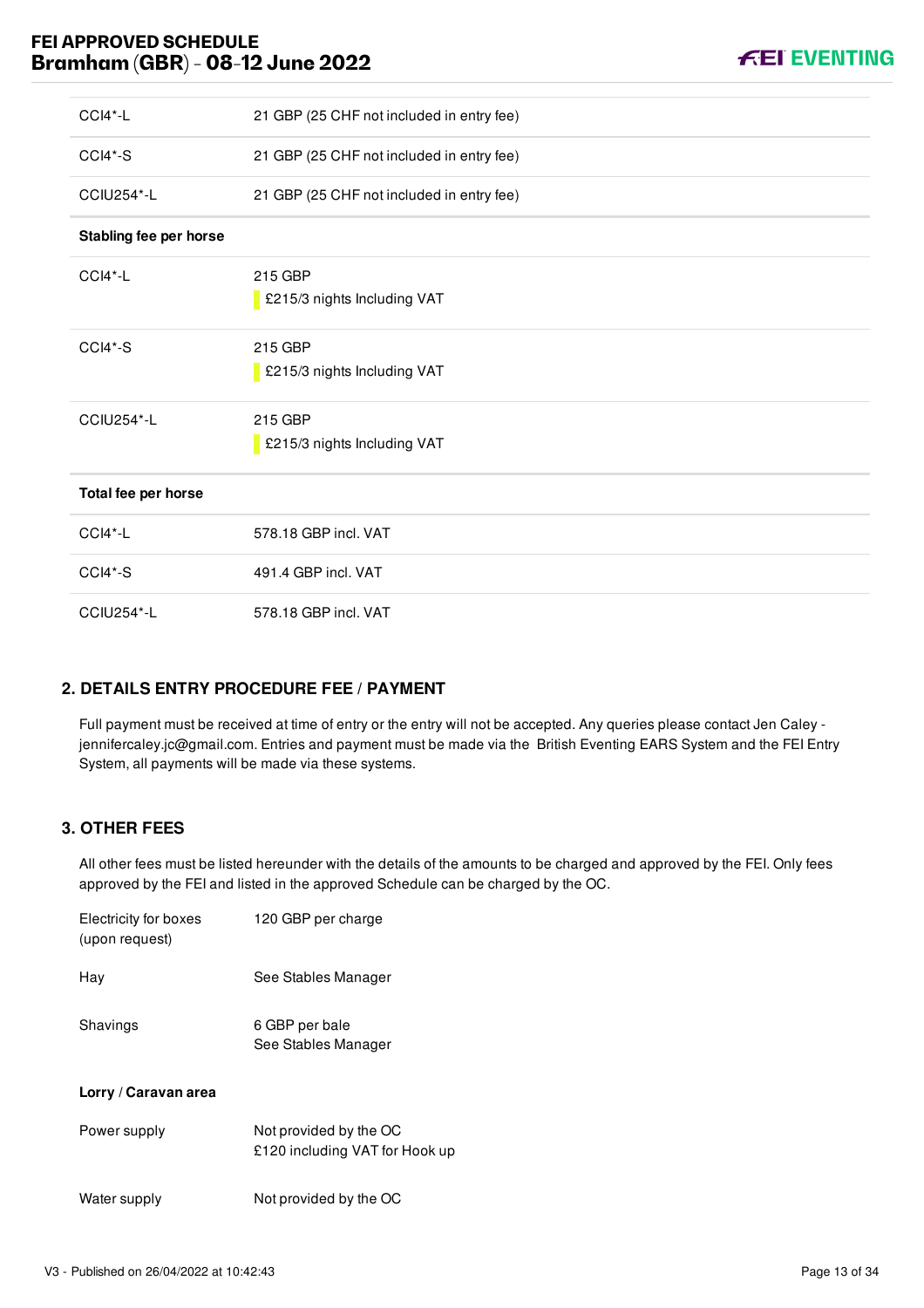| | |
|---|---|
| CCI4*-L | 21 GBP (25 CHF not included in entry fee) |
| CCI4*-S | 21 GBP (25 CHF not included in entry fee) |
| CCIU254*-L | 21 GBP (25 CHF not included in entry fee) |
| **Stabling fee per horse** | |
| CCI4*-L | 215 GBP<br>£215/3 nights Including VAT |
| CCI4*-S | 215 GBP<br>£215/3 nights Including VAT |
| CCIU254*-L | 215 GBP<br>£215/3 nights Including VAT |
| **Total fee per horse** | |
| CCI4*-L | 578.18 GBP incl. VAT |
| CCI4*-S | 491.4 GBP incl. VAT |
| CCIU254*-L | 578.18 GBP incl. VAT |

## 2. DETAILS ENTRY PROCEDURE FEE / PAYMENT

Full payment must be received at time of entry or the entry will not be accepted. Any queries please contact Jen Caley - jennifercaley.jc@gmail.com. Entries and payment must be made via the British Eventing EARS System and the FEI Entry System, all payments will be made via these systems.

## 3. OTHER FEES

All other fees must be listed hereunder with the details of the amounts to be charged and approved by the FEI. Only fees approved by the FEI and listed in the approved Schedule can be charged by the OC.

| | |
|---|---|
| Electricity for boxes (upon request) | 120 GBP per charge |
| Hay | See Stables Manager |
| Shavings | 6 GBP per bale<br>See Stables Manager |
| **Lorry / Caravan area** | |
| Power supply | Not provided by the OC<br>£120 including VAT for Hook up |
| Water supply | Not provided by the OC |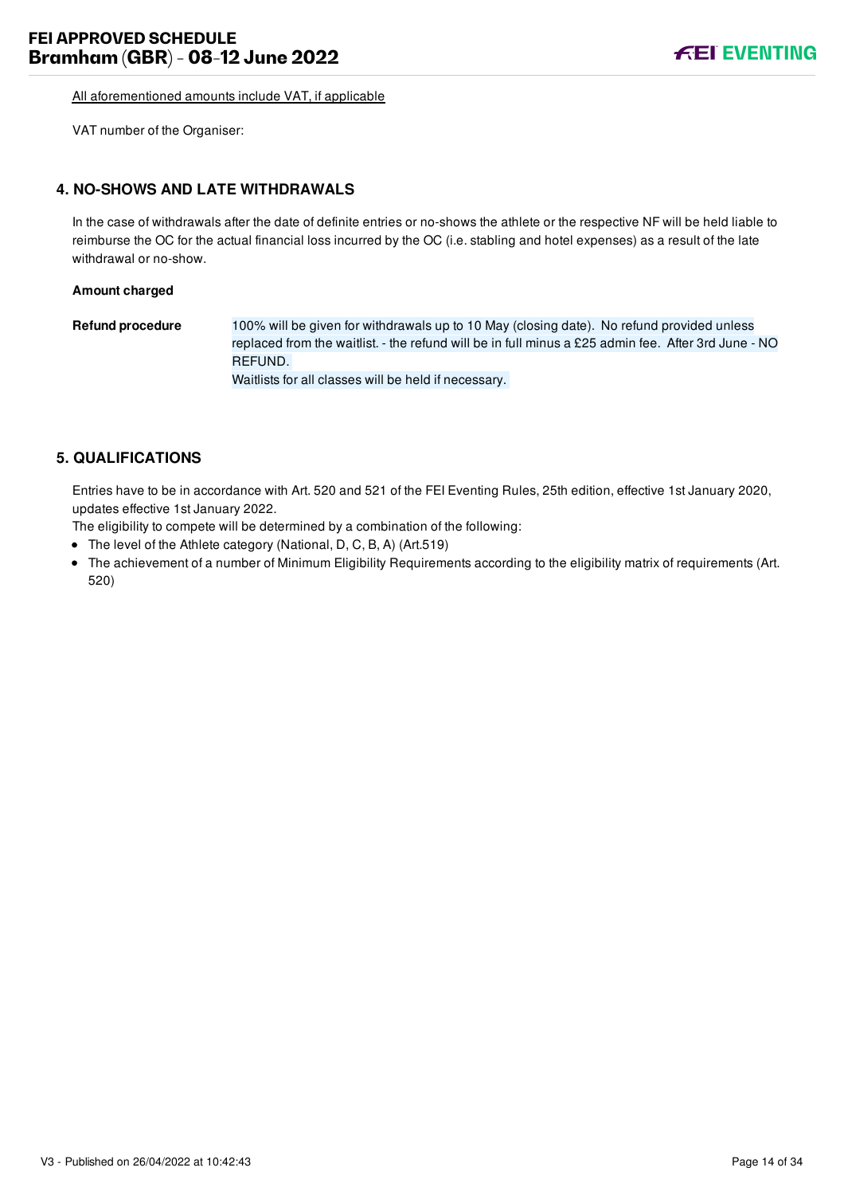All aforementioned amounts include VAT, if applicable

VAT number of the Organiser:

## 4. NO-SHOWS AND LATE WITHDRAWALS

In the case of withdrawals after the date of definite entries or no-shows the athlete or the respective NF will be held liable to reimburse the OC for the actual financial loss incurred by the OC (i.e. stabling and hotel expenses) as a result of the late withdrawal or no-show.

**Amount charged**

| | |
|---|---|
| **Refund procedure** | 100% will be given for withdrawals up to 10 May (closing date). No refund provided unless replaced from the waitlist. - the refund will be in full minus a £25 admin fee. After 3rd June - NO REFUND.<br>Waitlists for all classes will be held if necessary. |

## 5. QUALIFICATIONS

Entries have to be in accordance with Art. 520 and 521 of the FEI Eventing Rules, 25th edition, effective 1st January 2020, updates effective 1st January 2022.

The eligibility to compete will be determined by a combination of the following:

- The level of the Athlete category (National, D, C, B, A) (Art.519)
- The achievement of a number of Minimum Eligibility Requirements according to the eligibility matrix of requirements (Art. 520)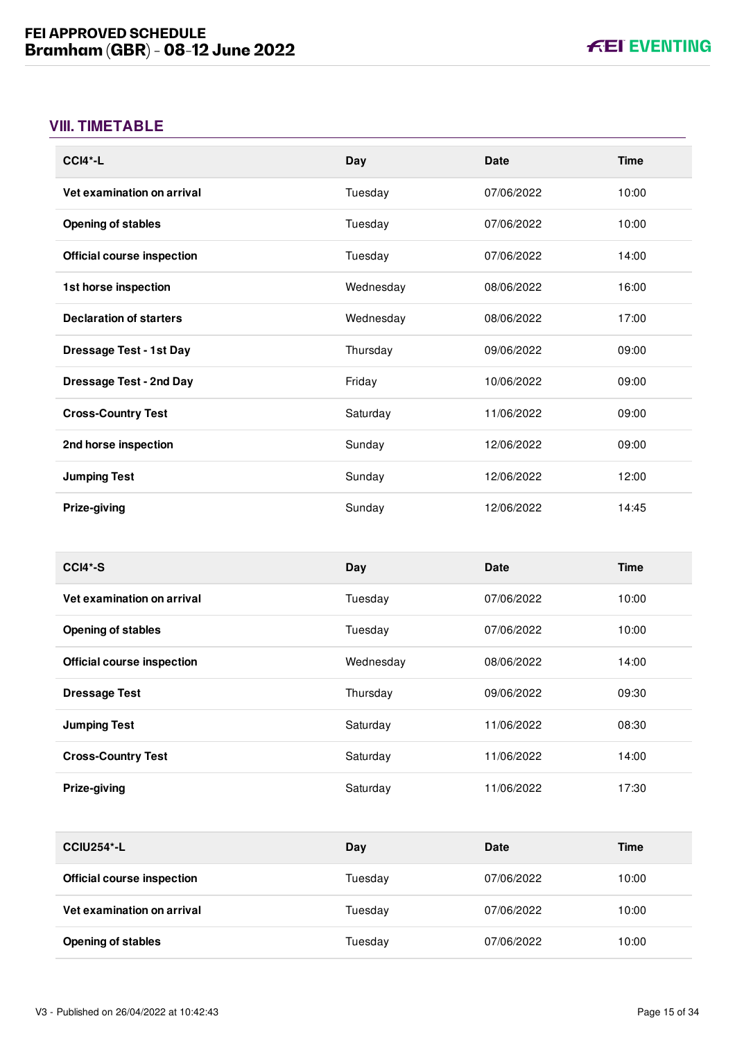## VIII. TIMETABLE

| CCI4*-L | Day | Date | Time |
|---|---|---|---|
| **Vet examination on arrival** | Tuesday | 07/06/2022 | 10:00 |
| **Opening of stables** | Tuesday | 07/06/2022 | 10:00 |
| **Official course inspection** | Tuesday | 07/06/2022 | 14:00 |
| **1st horse inspection** | Wednesday | 08/06/2022 | 16:00 |
| **Declaration of starters** | Wednesday | 08/06/2022 | 17:00 |
| **Dressage Test - 1st Day** | Thursday | 09/06/2022 | 09:00 |
| **Dressage Test - 2nd Day** | Friday | 10/06/2022 | 09:00 |
| **Cross-Country Test** | Saturday | 11/06/2022 | 09:00 |
| **2nd horse inspection** | Sunday | 12/06/2022 | 09:00 |
| **Jumping Test** | Sunday | 12/06/2022 | 12:00 |
| **Prize-giving** | Sunday | 12/06/2022 | 14:45 |

| CCI4*-S | Day | Date | Time |
|---|---|---|---|
| **Vet examination on arrival** | Tuesday | 07/06/2022 | 10:00 |
| **Opening of stables** | Tuesday | 07/06/2022 | 10:00 |
| **Official course inspection** | Wednesday | 08/06/2022 | 14:00 |
| **Dressage Test** | Thursday | 09/06/2022 | 09:30 |
| **Jumping Test** | Saturday | 11/06/2022 | 08:30 |
| **Cross-Country Test** | Saturday | 11/06/2022 | 14:00 |
| **Prize-giving** | Saturday | 11/06/2022 | 17:30 |

| CCIU254*-L | Day | Date | Time |
|---|---|---|---|
| **Official course inspection** | Tuesday | 07/06/2022 | 10:00 |
| **Vet examination on arrival** | Tuesday | 07/06/2022 | 10:00 |
| **Opening of stables** | Tuesday | 07/06/2022 | 10:00 |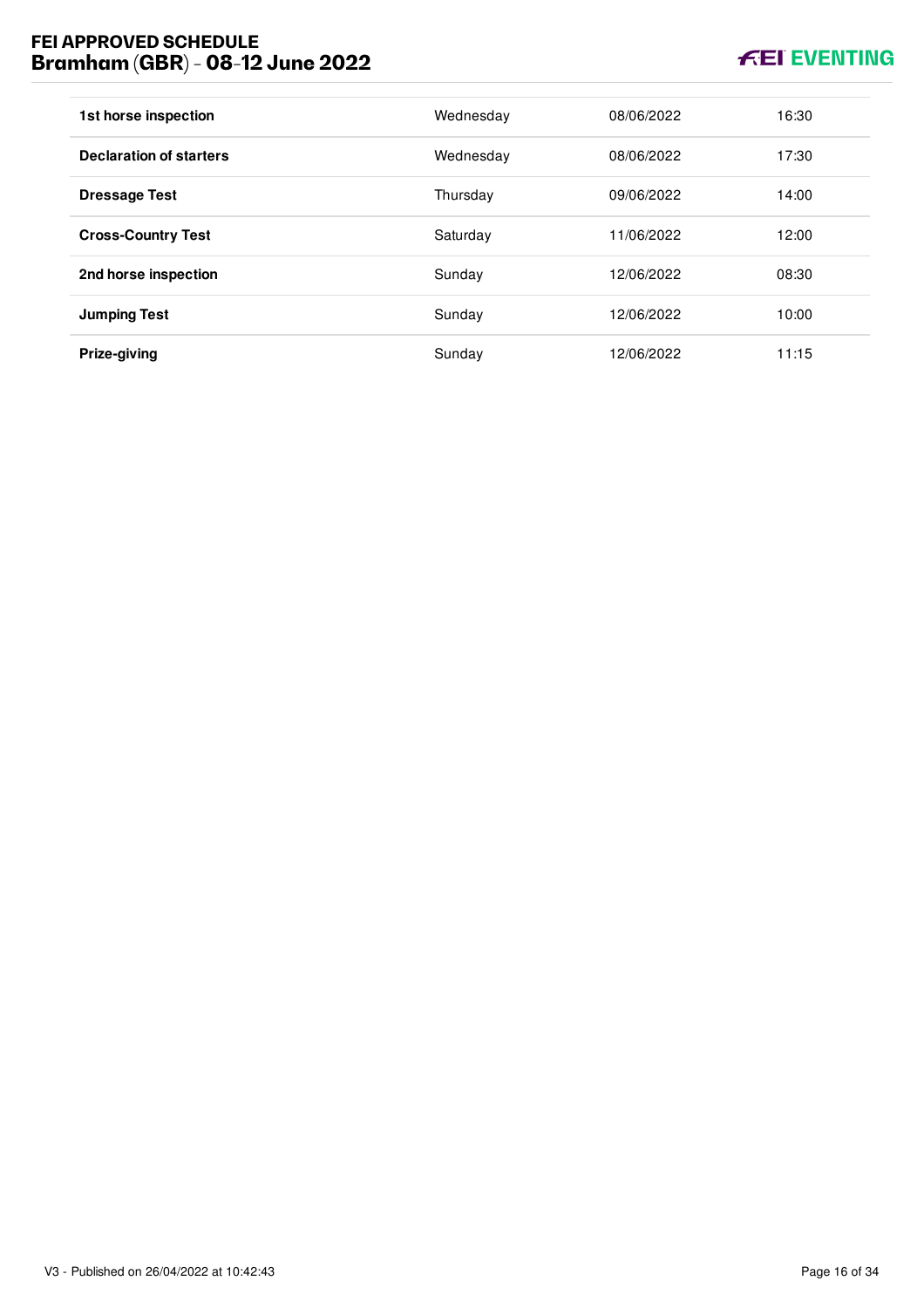| | | | |
|---|---|---|---|
| **1st horse inspection** | Wednesday | 08/06/2022 | 16:30 |
| **Declaration of starters** | Wednesday | 08/06/2022 | 17:30 |
| **Dressage Test** | Thursday | 09/06/2022 | 14:00 |
| **Cross-Country Test** | Saturday | 11/06/2022 | 12:00 |
| **2nd horse inspection** | Sunday | 12/06/2022 | 08:30 |
| **Jumping Test** | Sunday | 12/06/2022 | 10:00 |
| **Prize-giving** | Sunday | 12/06/2022 | 11:15 |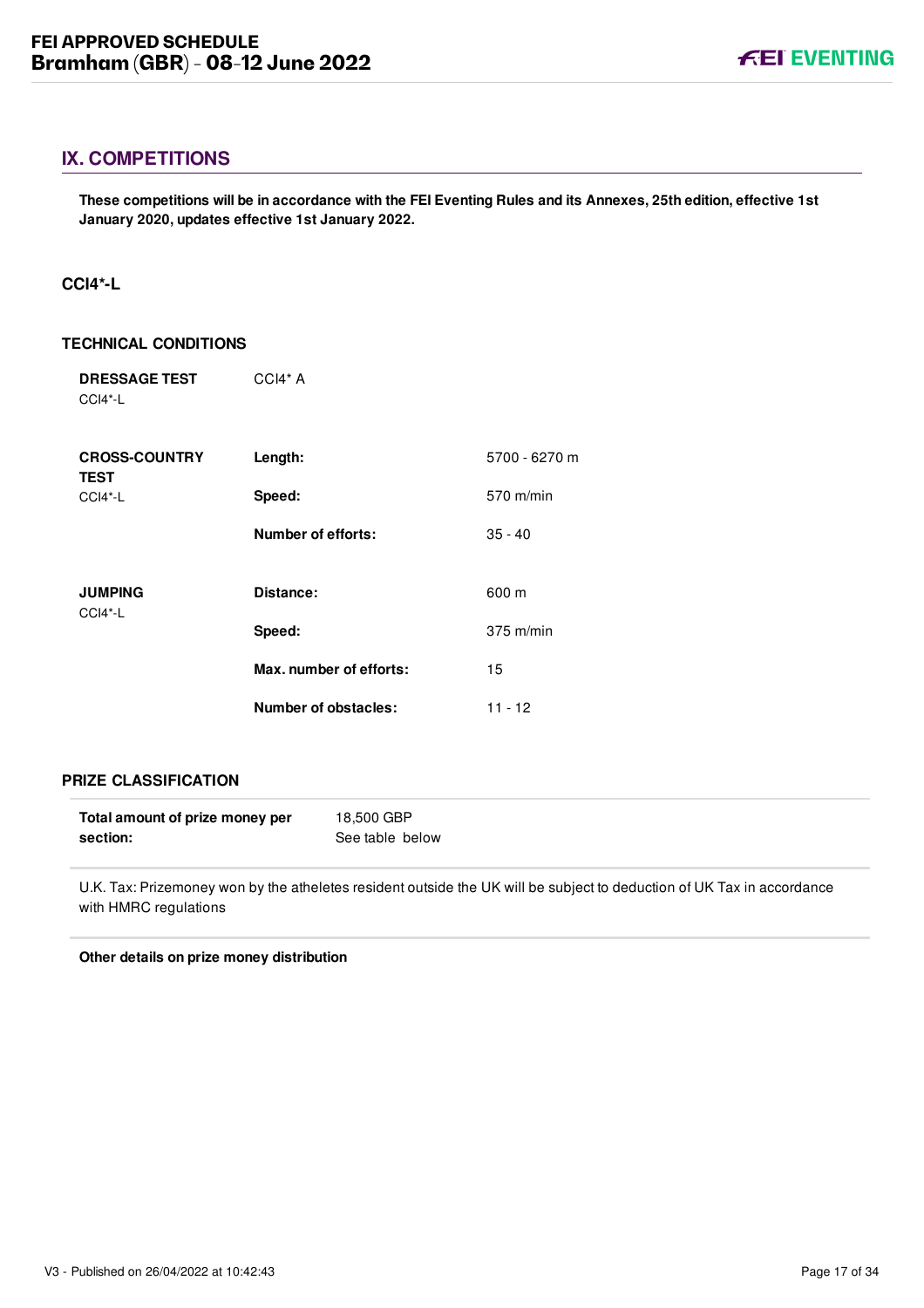## IX. COMPETITIONS

**These competitions will be in accordance with the FEI Eventing Rules and its Annexes, 25th edition, effective 1st January 2020, updates effective 1st January 2022.**

### CCI4*-L

### TECHNICAL CONDITIONS

| | | |
|---|---|---|
| **DRESSAGE TEST** CCI4*-L | CCI4* A | |
| **CROSS-COUNTRY TEST** CCI4*-L | **Length:** | 5700 - 6270 m |
| | **Speed:** | 570 m/min |
| | **Number of efforts:** | 35 - 40 |
| **JUMPING** CCI4*-L | **Distance:** | 600 m |
| | **Speed:** | 375 m/min |
| | **Max. number of efforts:** | 15 |
| | **Number of obstacles:** | 11 - 12 |

### PRIZE CLASSIFICATION

| | |
|---|---|
| **Total amount of prize money per section:** | 18,500 GBP<br>See table below |

U.K. Tax: Prizemoney won by the atheletes resident outside the UK will be subject to deduction of UK Tax in accordance with HMRC regulations

**Other details on prize money distribution**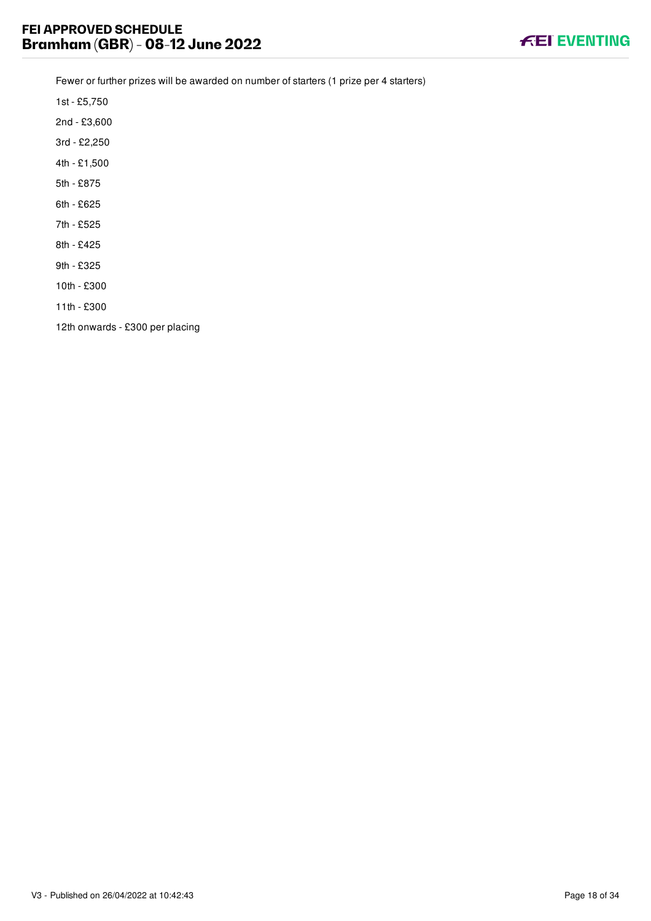Fewer or further prizes will be awarded on number of starters (1 prize per 4 starters)

1st - £5,750

2nd - £3,600

3rd - £2,250

4th - £1,500

5th - £875

6th - £625

7th - £525

8th - £425

9th - £325

10th - £300

11th - £300

12th onwards - £300 per placing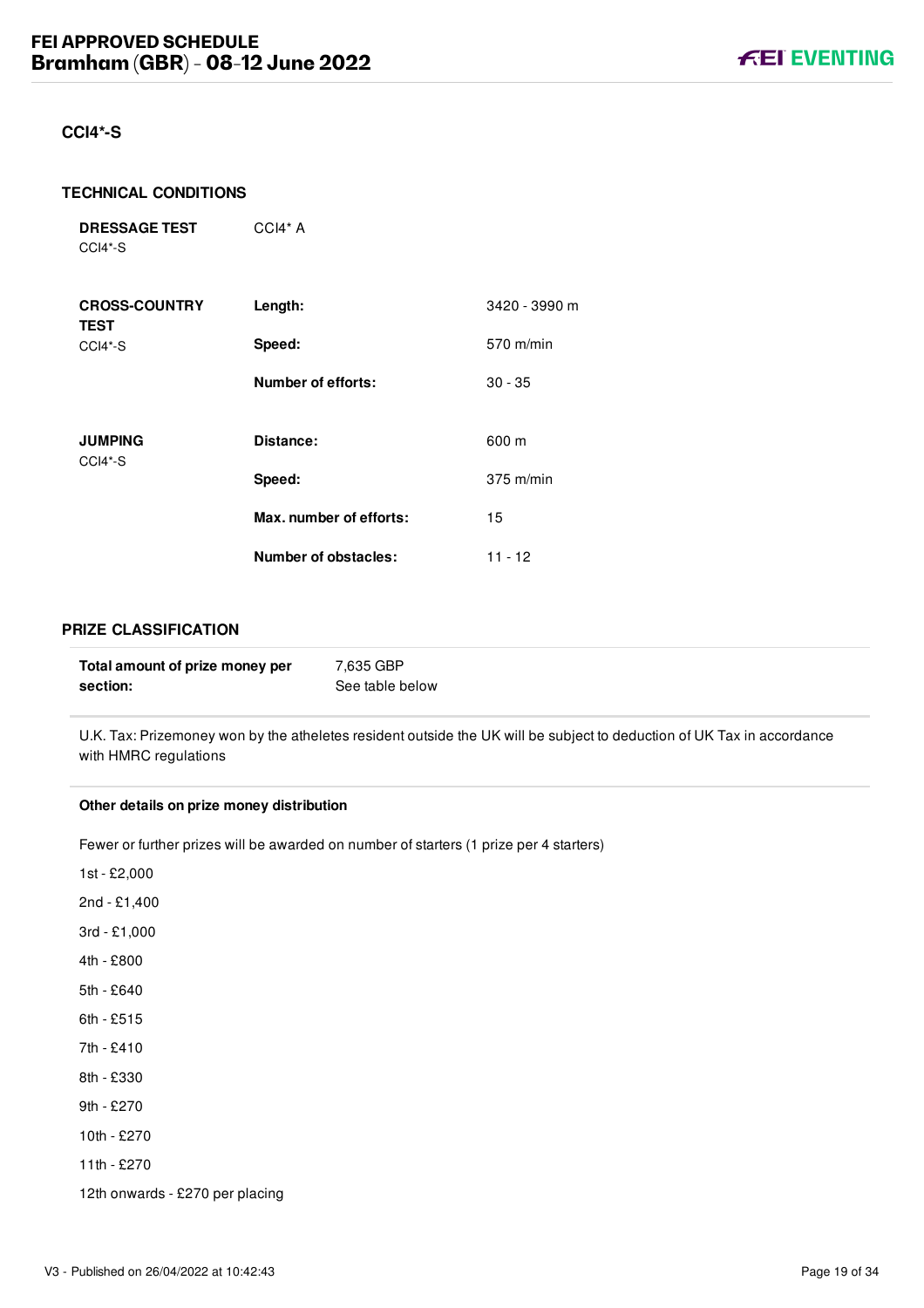## CCI4*-S

### TECHNICAL CONDITIONS

| | | |
|---|---|---|
| **DRESSAGE TEST** CCI4*-S | CCI4* A | |
| **CROSS-COUNTRY TEST** CCI4*-S | **Length:** | 3420 - 3990 m |
| | **Speed:** | 570 m/min |
| | **Number of efforts:** | 30 - 35 |
| **JUMPING** CCI4*-S | **Distance:** | 600 m |
| | **Speed:** | 375 m/min |
| | **Max. number of efforts:** | 15 |
| | **Number of obstacles:** | 11 - 12 |

### PRIZE CLASSIFICATION

| | |
|---|---|
| **Total amount of prize money per section:** | 7,635 GBP<br>See table below |

U.K. Tax: Prizemoney won by the atheletes resident outside the UK will be subject to deduction of UK Tax in accordance with HMRC regulations

**Other details on prize money distribution**

Fewer or further prizes will be awarded on number of starters (1 prize per 4 starters)

1st - £2,000

2nd - £1,400

3rd - £1,000

4th - £800

5th - £640

6th - £515

7th - £410

8th - £330

9th - £270

10th - £270

11th - £270

12th onwards - £270 per placing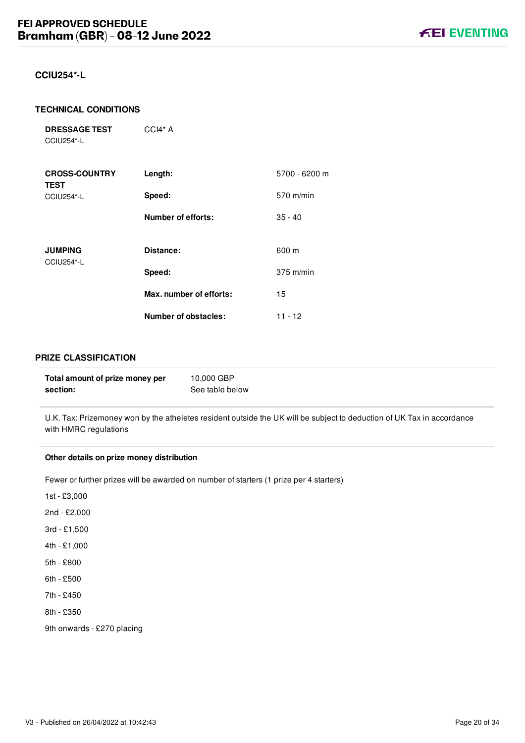## CCIU254*-L

### TECHNICAL CONDITIONS

| | | |
|---|---|---|
| **DRESSAGE TEST** CCIU254*-L | CCI4* A | |
| **CROSS-COUNTRY TEST** CCIU254*-L | **Length:** | 5700 - 6200 m |
| | **Speed:** | 570 m/min |
| | **Number of efforts:** | 35 - 40 |
| **JUMPING** CCIU254*-L | **Distance:** | 600 m |
| | **Speed:** | 375 m/min |
| | **Max. number of efforts:** | 15 |
| | **Number of obstacles:** | 11 - 12 |

### PRIZE CLASSIFICATION

| | |
|---|---|
| **Total amount of prize money per section:** | 10,000 GBP<br>See table below |

U.K. Tax: Prizemoney won by the atheletes resident outside the UK will be subject to deduction of UK Tax in accordance with HMRC regulations

**Other details on prize money distribution**

Fewer or further prizes will be awarded on number of starters (1 prize per 4 starters)

1st - £3,000

2nd - £2,000

3rd - £1,500

4th - £1,000

5th - £800

6th - £500

7th - £450

8th - £350

9th onwards - £270 placing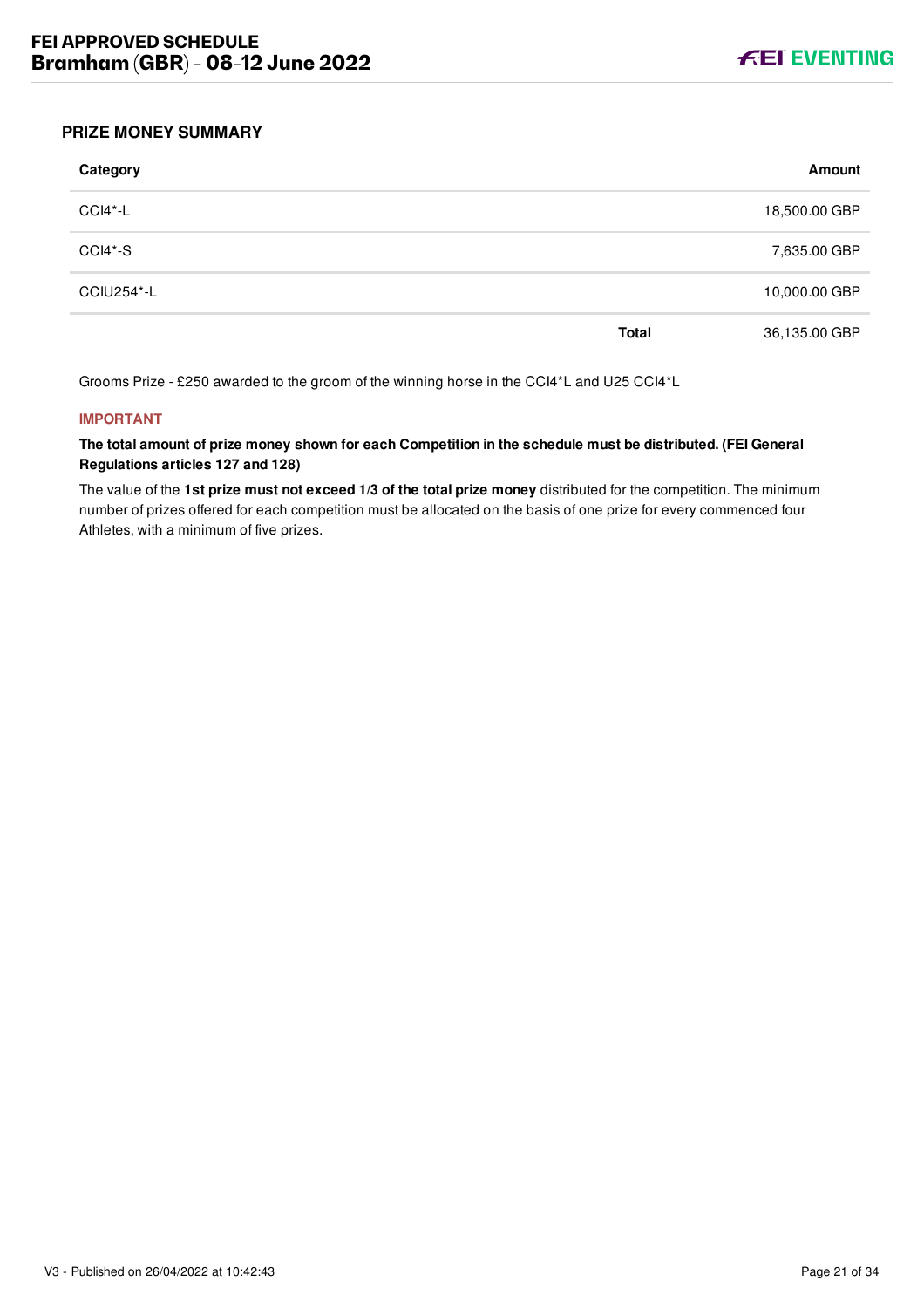## PRIZE MONEY SUMMARY

| Category | | Amount |
|---|---|---|
| CCI4*-L | | 18,500.00 GBP |
| CCI4*-S | | 7,635.00 GBP |
| CCIU254*-L | | 10,000.00 GBP |
| | **Total** | 36,135.00 GBP |

Grooms Prize - £250 awarded to the groom of the winning horse in the CCI4*L and U25 CCI4*L

**IMPORTANT**

**The total amount of prize money shown for each Competition in the schedule must be distributed. (FEI General Regulations articles 127 and 128)**

The value of the **1st prize must not exceed 1/3 of the total prize money** distributed for the competition. The minimum number of prizes offered for each competition must be allocated on the basis of one prize for every commenced four Athletes, with a minimum of five prizes.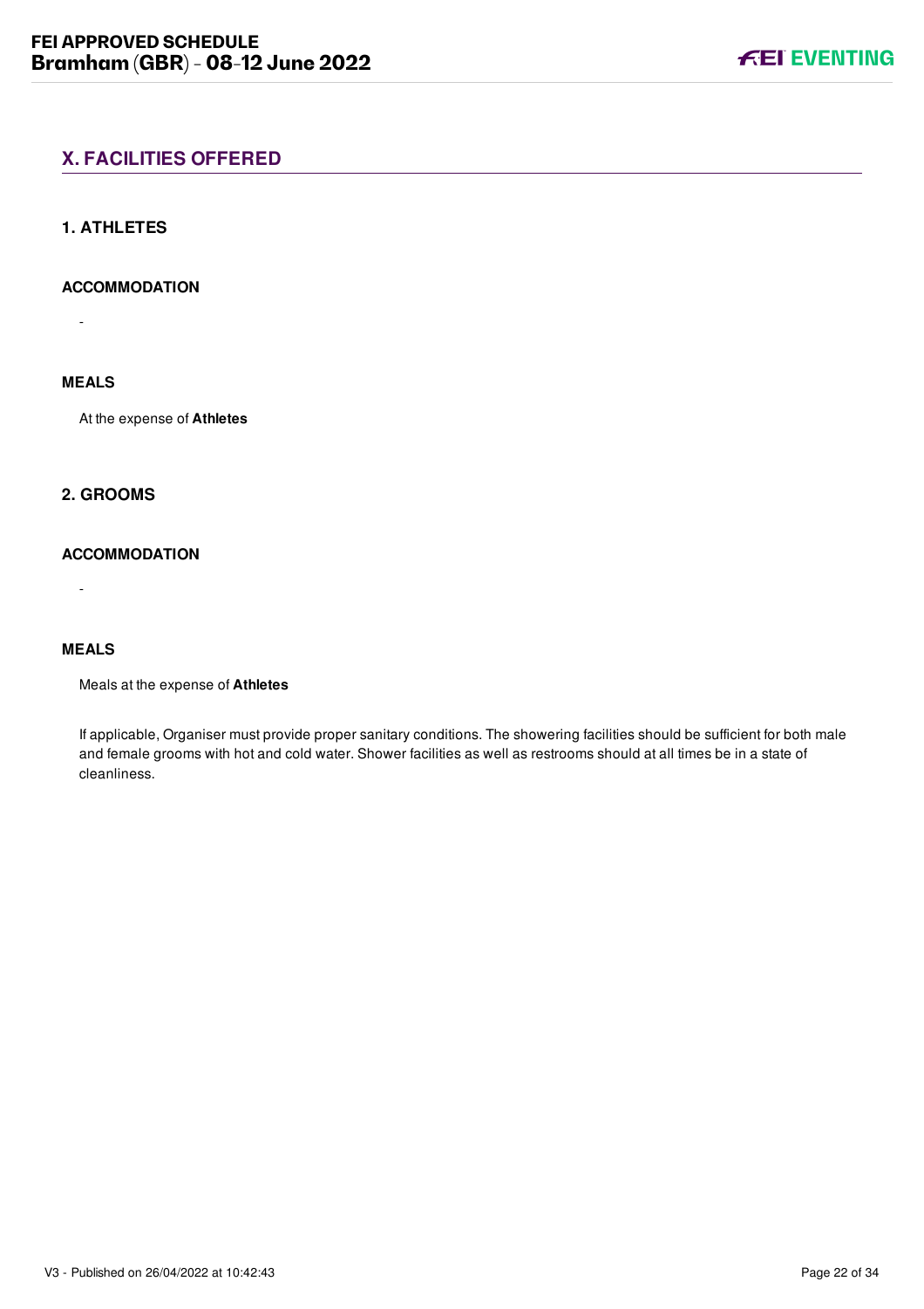## X. FACILITIES OFFERED

### 1. ATHLETES

#### ACCOMMODATION

-

#### MEALS

At the expense of **Athletes**

### 2. GROOMS

#### ACCOMMODATION

-

#### MEALS

Meals at the expense of **Athletes**

If applicable, Organiser must provide proper sanitary conditions. The showering facilities should be sufficient for both male and female grooms with hot and cold water. Shower facilities as well as restrooms should at all times be in a state of cleanliness.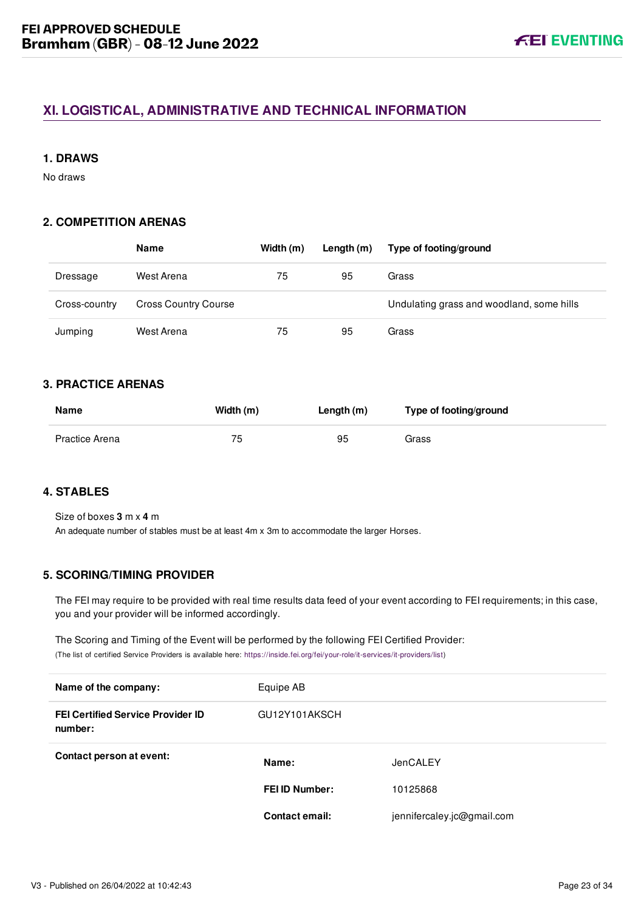## XI. LOGISTICAL, ADMINISTRATIVE AND TECHNICAL INFORMATION

### 1. DRAWS

No draws

### 2. COMPETITION ARENAS

| | Name | Width (m) | Length (m) | Type of footing/ground |
|---|---|---|---|---|
| Dressage | West Arena | 75 | 95 | Grass |
| Cross-country | Cross Country Course | | | Undulating grass and woodland, some hills |
| Jumping | West Arena | 75 | 95 | Grass |

### 3. PRACTICE ARENAS

| Name | Width (m) | Length (m) | Type of footing/ground |
|---|---|---|---|
| Practice Arena | 75 | 95 | Grass |

### 4. STABLES

Size of boxes **3** m x **4** m

An adequate number of stables must be at least 4m x 3m to accommodate the larger Horses.

### 5. SCORING/TIMING PROVIDER

The FEI may require to be provided with real time results data feed of your event according to FEI requirements; in this case, you and your provider will be informed accordingly.

The Scoring and Timing of the Event will be performed by the following FEI Certified Provider:
(The list of certified Service Providers is available here: https://inside.fei.org/fei/your-role/it-services/it-providers/list)

| | | |
|---|---|---|
| **Name of the company:** | Equipe AB | |
| **FEI Certified Service Provider ID number:** | GU12Y101AKSCH | |
| **Contact person at event:** | **Name:** | JenCALEY |
| | **FEI ID Number:** | 10125868 |
| | **Contact email:** | jennifercaley.jc@gmail.com |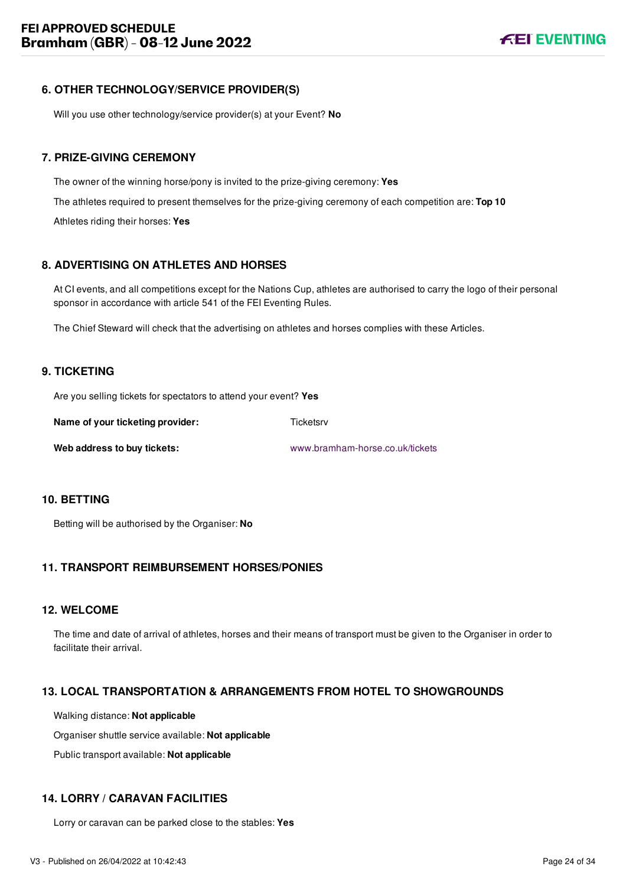## 6. OTHER TECHNOLOGY/SERVICE PROVIDER(S)

Will you use other technology/service provider(s) at your Event? **No**

## 7. PRIZE-GIVING CEREMONY

The owner of the winning horse/pony is invited to the prize-giving ceremony: **Yes**

The athletes required to present themselves for the prize-giving ceremony of each competition are: **Top 10**

Athletes riding their horses: **Yes**

## 8. ADVERTISING ON ATHLETES AND HORSES

At CI events, and all competitions except for the Nations Cup, athletes are authorised to carry the logo of their personal sponsor in accordance with article 541 of the FEI Eventing Rules.

The Chief Steward will check that the advertising on athletes and horses complies with these Articles.

## 9. TICKETING

Are you selling tickets for spectators to attend your event? **Yes**

| | |
|---|---|
| **Name of your ticketing provider:** | Ticketsrv |
| **Web address to buy tickets:** | www.bramham-horse.co.uk/tickets |

## 10. BETTING

Betting will be authorised by the Organiser: **No**

## 11. TRANSPORT REIMBURSEMENT HORSES/PONIES

## 12. WELCOME

The time and date of arrival of athletes, horses and their means of transport must be given to the Organiser in order to facilitate their arrival.

## 13. LOCAL TRANSPORTATION & ARRANGEMENTS FROM HOTEL TO SHOWGROUNDS

Walking distance: **Not applicable**

Organiser shuttle service available: **Not applicable**

Public transport available: **Not applicable**

## 14. LORRY / CARAVAN FACILITIES

Lorry or caravan can be parked close to the stables: **Yes**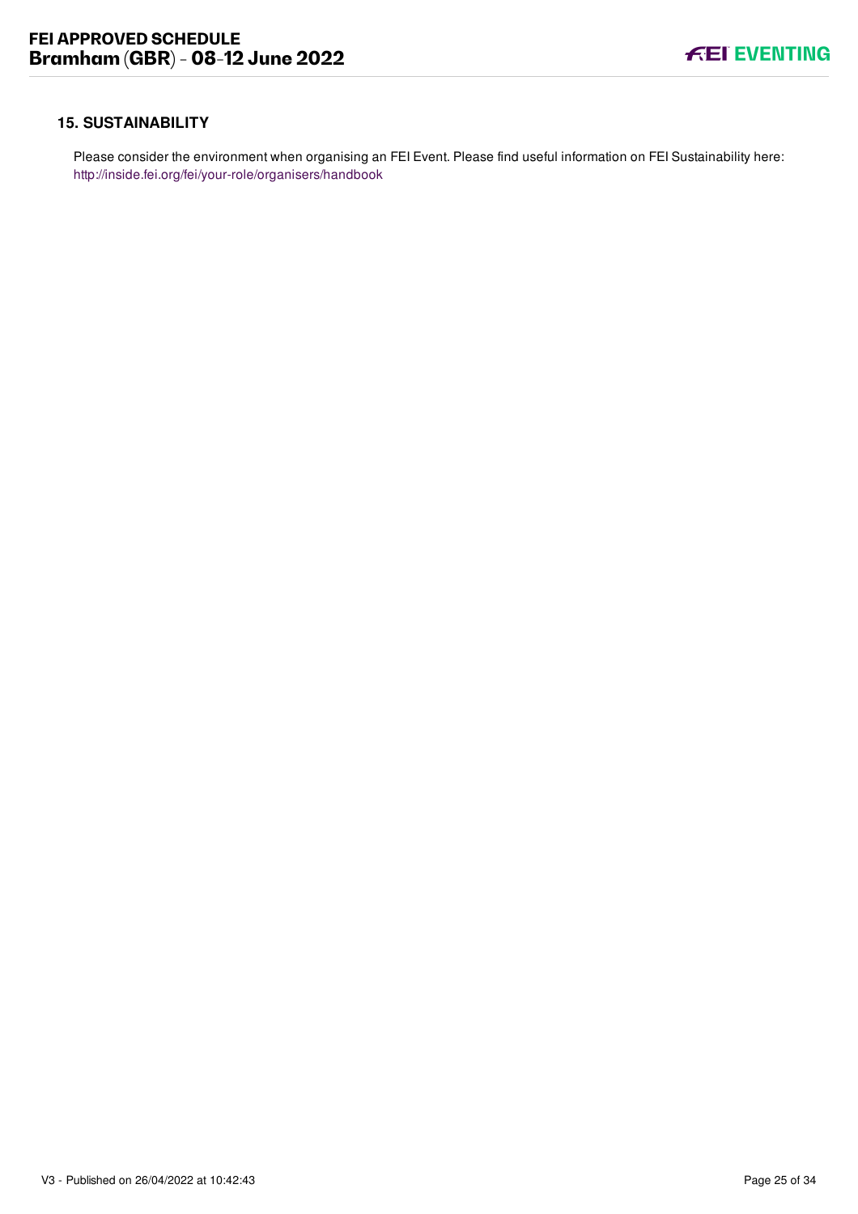## 15. SUSTAINABILITY

Please consider the environment when organising an FEI Event. Please find useful information on FEI Sustainability here: http://inside.fei.org/fei/your-role/organisers/handbook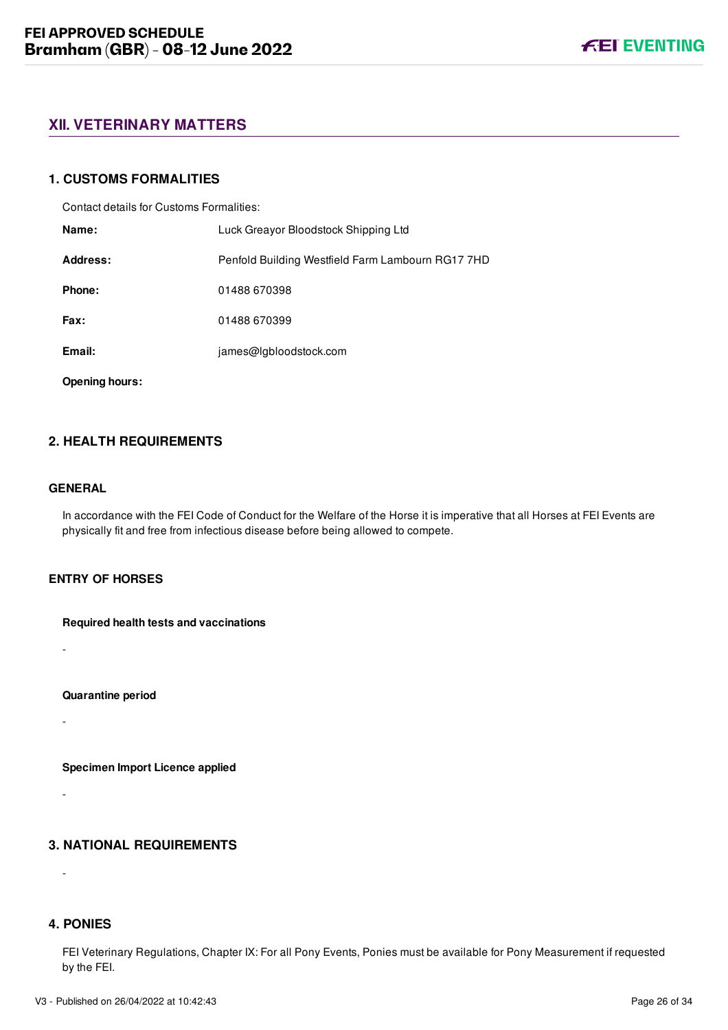## XII. VETERINARY MATTERS

### 1. CUSTOMS FORMALITIES

Contact details for Customs Formalities:

| | |
|---|---|
| **Name:** | Luck Greayor Bloodstock Shipping Ltd |
| **Address:** | Penfold Building Westfield Farm Lambourn RG17 7HD |
| **Phone:** | 01488 670398 |
| **Fax:** | 01488 670399 |
| **Email:** | james@lgbloodstock.com |
| **Opening hours:** | |

### 2. HEALTH REQUIREMENTS

#### GENERAL

In accordance with the FEI Code of Conduct for the Welfare of the Horse it is imperative that all Horses at FEI Events are physically fit and free from infectious disease before being allowed to compete.

#### ENTRY OF HORSES

**Required health tests and vaccinations**

-

**Quarantine period**

-

**Specimen Import Licence applied**

-

### 3. NATIONAL REQUIREMENTS

-

### 4. PONIES

FEI Veterinary Regulations, Chapter IX: For all Pony Events, Ponies must be available for Pony Measurement if requested by the FEI.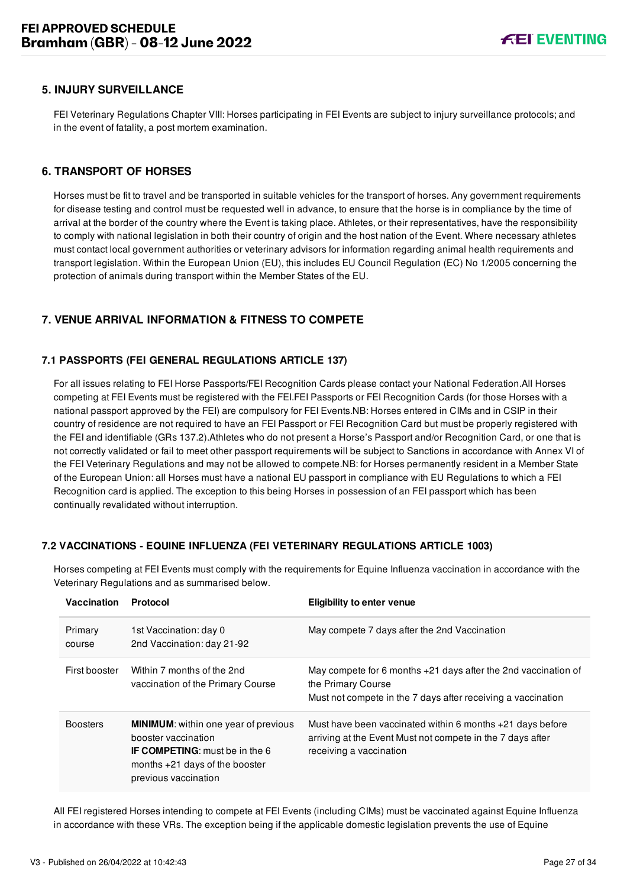## 5. INJURY SURVEILLANCE

FEI Veterinary Regulations Chapter VIII: Horses participating in FEI Events are subject to injury surveillance protocols; and in the event of fatality, a post mortem examination.

## 6. TRANSPORT OF HORSES

Horses must be fit to travel and be transported in suitable vehicles for the transport of horses. Any government requirements for disease testing and control must be requested well in advance, to ensure that the horse is in compliance by the time of arrival at the border of the country where the Event is taking place. Athletes, or their representatives, have the responsibility to comply with national legislation in both their country of origin and the host nation of the Event. Where necessary athletes must contact local government authorities or veterinary advisors for information regarding animal health requirements and transport legislation. Within the European Union (EU), this includes EU Council Regulation (EC) No 1/2005 concerning the protection of animals during transport within the Member States of the EU.

## 7. VENUE ARRIVAL INFORMATION & FITNESS TO COMPETE

### 7.1 PASSPORTS (FEI GENERAL REGULATIONS ARTICLE 137)

For all issues relating to FEI Horse Passports/FEI Recognition Cards please contact your National Federation.All Horses competing at FEI Events must be registered with the FEI.FEI Passports or FEI Recognition Cards (for those Horses with a national passport approved by the FEI) are compulsory for FEI Events.NB: Horses entered in CIMs and in CSIP in their country of residence are not required to have an FEI Passport or FEI Recognition Card but must be properly registered with the FEI and identifiable (GRs 137.2).Athletes who do not present a Horse's Passport and/or Recognition Card, or one that is not correctly validated or fail to meet other passport requirements will be subject to Sanctions in accordance with Annex VI of the FEI Veterinary Regulations and may not be allowed to compete.NB: for Horses permanently resident in a Member State of the European Union: all Horses must have a national EU passport in compliance with EU Regulations to which a FEI Recognition card is applied. The exception to this being Horses in possession of an FEI passport which has been continually revalidated without interruption.

### 7.2 VACCINATIONS - EQUINE INFLUENZA (FEI VETERINARY REGULATIONS ARTICLE 1003)

Horses competing at FEI Events must comply with the requirements for Equine Influenza vaccination in accordance with the Veterinary Regulations and as summarised below.

| Vaccination | Protocol | Eligibility to enter venue |
|---|---|---|
| Primary course | 1st Vaccination: day 0<br>2nd Vaccination: day 21-92 | May compete 7 days after the 2nd Vaccination |
| First booster | Within 7 months of the 2nd vaccination of the Primary Course | May compete for 6 months +21 days after the 2nd vaccination of the Primary Course<br>Must not compete in the 7 days after receiving a vaccination |
| Boosters | **MINIMUM**: within one year of previous booster vaccination<br>**IF COMPETING**: must be in the 6 months +21 days of the booster previous vaccination | Must have been vaccinated within 6 months +21 days before arriving at the Event Must not compete in the 7 days after receiving a vaccination |

All FEI registered Horses intending to compete at FEI Events (including CIMs) must be vaccinated against Equine Influenza in accordance with these VRs. The exception being if the applicable domestic legislation prevents the use of Equine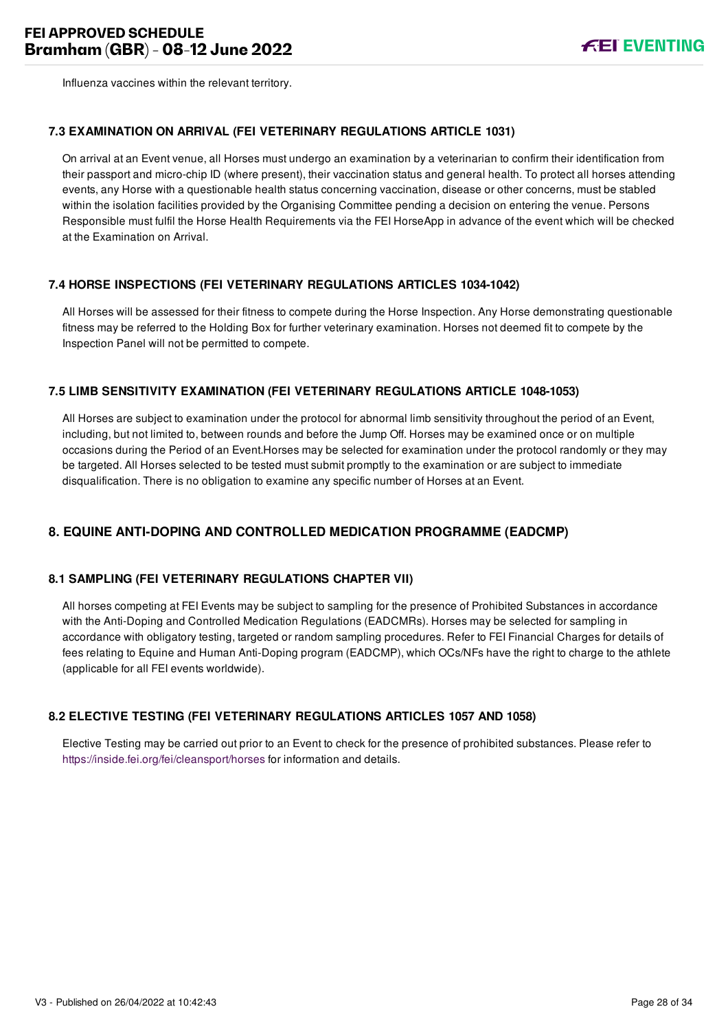Influenza vaccines within the relevant territory.

### 7.3 EXAMINATION ON ARRIVAL (FEI VETERINARY REGULATIONS ARTICLE 1031)

On arrival at an Event venue, all Horses must undergo an examination by a veterinarian to confirm their identification from their passport and micro-chip ID (where present), their vaccination status and general health. To protect all horses attending events, any Horse with a questionable health status concerning vaccination, disease or other concerns, must be stabled within the isolation facilities provided by the Organising Committee pending a decision on entering the venue. Persons Responsible must fulfil the Horse Health Requirements via the FEI HorseApp in advance of the event which will be checked at the Examination on Arrival.

### 7.4 HORSE INSPECTIONS (FEI VETERINARY REGULATIONS ARTICLES 1034-1042)

All Horses will be assessed for their fitness to compete during the Horse Inspection. Any Horse demonstrating questionable fitness may be referred to the Holding Box for further veterinary examination. Horses not deemed fit to compete by the Inspection Panel will not be permitted to compete.

### 7.5 LIMB SENSITIVITY EXAMINATION (FEI VETERINARY REGULATIONS ARTICLE 1048-1053)

All Horses are subject to examination under the protocol for abnormal limb sensitivity throughout the period of an Event, including, but not limited to, between rounds and before the Jump Off. Horses may be examined once or on multiple occasions during the Period of an Event.Horses may be selected for examination under the protocol randomly or they may be targeted. All Horses selected to be tested must submit promptly to the examination or are subject to immediate disqualification. There is no obligation to examine any specific number of Horses at an Event.

## 8. EQUINE ANTI-DOPING AND CONTROLLED MEDICATION PROGRAMME (EADCMP)

### 8.1 SAMPLING (FEI VETERINARY REGULATIONS CHAPTER VII)

All horses competing at FEI Events may be subject to sampling for the presence of Prohibited Substances in accordance with the Anti-Doping and Controlled Medication Regulations (EADCMRs). Horses may be selected for sampling in accordance with obligatory testing, targeted or random sampling procedures. Refer to FEI Financial Charges for details of fees relating to Equine and Human Anti-Doping program (EADCMP), which OCs/NFs have the right to charge to the athlete (applicable for all FEI events worldwide).

### 8.2 ELECTIVE TESTING (FEI VETERINARY REGULATIONS ARTICLES 1057 AND 1058)

Elective Testing may be carried out prior to an Event to check for the presence of prohibited substances. Please refer to https://inside.fei.org/fei/cleansport/horses for information and details.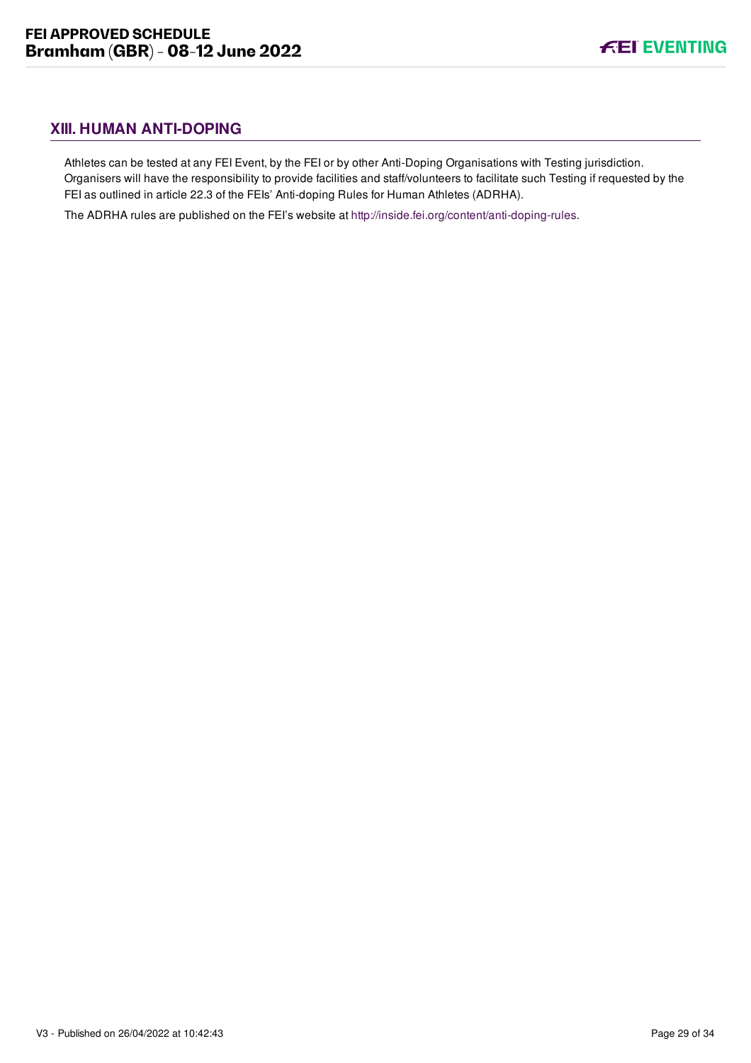## XIII. HUMAN ANTI-DOPING

Athletes can be tested at any FEI Event, by the FEI or by other Anti-Doping Organisations with Testing jurisdiction. Organisers will have the responsibility to provide facilities and staff/volunteers to facilitate such Testing if requested by the FEI as outlined in article 22.3 of the FEIs' Anti-doping Rules for Human Athletes (ADRHA).

The ADRHA rules are published on the FEI's website at http://inside.fei.org/content/anti-doping-rules.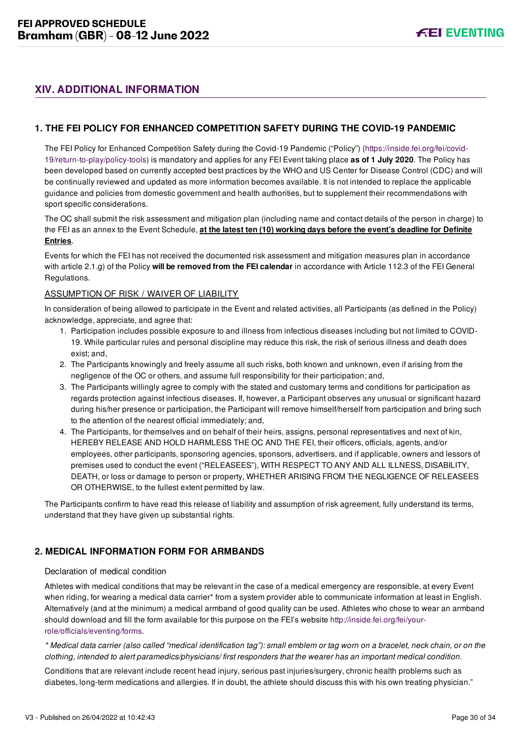## XIV. ADDITIONAL INFORMATION

### 1. THE FEI POLICY FOR ENHANCED COMPETITION SAFETY DURING THE COVID-19 PANDEMIC

The FEI Policy for Enhanced Competition Safety during the Covid-19 Pandemic ("Policy") (https://inside.fei.org/fei/covid-19/return-to-play/policy-tools) is mandatory and applies for any FEI Event taking place **as of 1 July 2020**. The Policy has been developed based on currently accepted best practices by the WHO and US Center for Disease Control (CDC) and will be continually reviewed and updated as more information becomes available. It is not intended to replace the applicable guidance and policies from domestic government and health authorities, but to supplement their recommendations with sport specific considerations.

The OC shall submit the risk assessment and mitigation plan (including name and contact details of the person in charge) to the FEI as an annex to the Event Schedule, **at the latest ten (10) working days before the event's deadline for Definite Entries**.

Events for which the FEI has not received the documented risk assessment and mitigation measures plan in accordance with article 2.1.g) of the Policy **will be removed from the FEI calendar** in accordance with Article 112.3 of the FEI General Regulations.

ASSUMPTION OF RISK / WAIVER OF LIABILITY

In consideration of being allowed to participate in the Event and related activities, all Participants (as defined in the Policy) acknowledge, appreciate, and agree that:

1. Participation includes possible exposure to and illness from infectious diseases including but not limited to COVID-19. While particular rules and personal discipline may reduce this risk, the risk of serious illness and death does exist; and,
2. The Participants knowingly and freely assume all such risks, both known and unknown, even if arising from the negligence of the OC or others, and assume full responsibility for their participation; and,
3. The Participants willingly agree to comply with the stated and customary terms and conditions for participation as regards protection against infectious diseases. If, however, a Participant observes any unusual or significant hazard during his/her presence or participation, the Participant will remove himself/herself from participation and bring such to the attention of the nearest official immediately; and,
4. The Participants, for themselves and on behalf of their heirs, assigns, personal representatives and next of kin, HEREBY RELEASE AND HOLD HARMLESS THE OC AND THE FEI, their officers, officials, agents, and/or employees, other participants, sponsoring agencies, sponsors, advertisers, and if applicable, owners and lessors of premises used to conduct the event ("RELEASEES"), WITH RESPECT TO ANY AND ALL ILLNESS, DISABILITY, DEATH, or loss or damage to person or property, WHETHER ARISING FROM THE NEGLIGENCE OF RELEASEES OR OTHERWISE, to the fullest extent permitted by law.

The Participants confirm to have read this release of liability and assumption of risk agreement, fully understand its terms, understand that they have given up substantial rights.

### 2. MEDICAL INFORMATION FORM FOR ARMBANDS

Declaration of medical condition

Athletes with medical conditions that may be relevant in the case of a medical emergency are responsible, at every Event when riding, for wearing a medical data carrier* from a system provider able to communicate information at least in English. Alternatively (and at the minimum) a medical armband of good quality can be used. Athletes who chose to wear an armband should download and fill the form available for this purpose on the FEI's website http://inside.fei.org/fei/your-role/officials/eventing/forms.

*\* Medical data carrier (also called "medical identification tag"): small emblem or tag worn on a bracelet, neck chain, or on the clothing, intended to alert paramedics/physicians/ first responders that the wearer has an important medical condition.*

Conditions that are relevant include recent head injury, serious past injuries/surgery, chronic health problems such as diabetes, long-term medications and allergies. If in doubt, the athlete should discuss this with his own treating physician."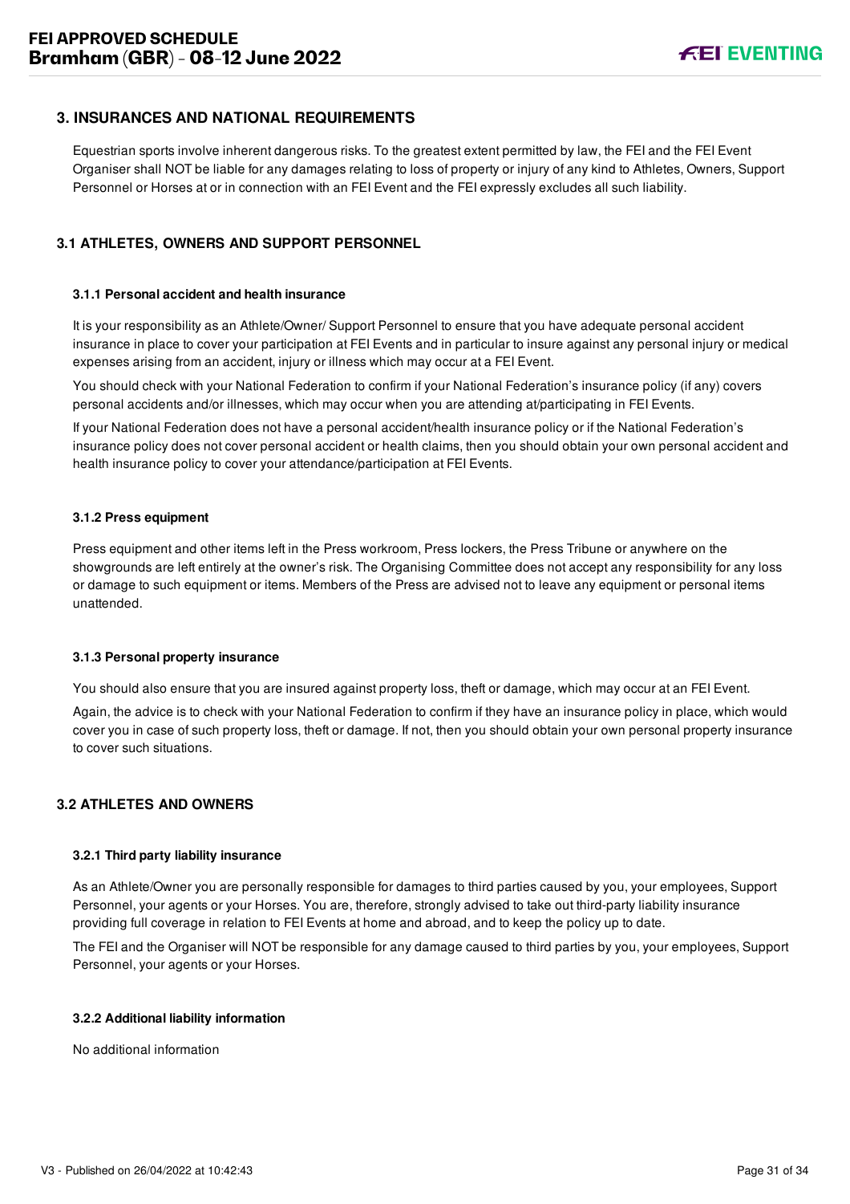## 3. INSURANCES AND NATIONAL REQUIREMENTS

Equestrian sports involve inherent dangerous risks. To the greatest extent permitted by law, the FEI and the FEI Event Organiser shall NOT be liable for any damages relating to loss of property or injury of any kind to Athletes, Owners, Support Personnel or Horses at or in connection with an FEI Event and the FEI expressly excludes all such liability.

### 3.1 ATHLETES, OWNERS AND SUPPORT PERSONNEL

#### 3.1.1 Personal accident and health insurance

It is your responsibility as an Athlete/Owner/ Support Personnel to ensure that you have adequate personal accident insurance in place to cover your participation at FEI Events and in particular to insure against any personal injury or medical expenses arising from an accident, injury or illness which may occur at a FEI Event.

You should check with your National Federation to confirm if your National Federation's insurance policy (if any) covers personal accidents and/or illnesses, which may occur when you are attending at/participating in FEI Events.

If your National Federation does not have a personal accident/health insurance policy or if the National Federation's insurance policy does not cover personal accident or health claims, then you should obtain your own personal accident and health insurance policy to cover your attendance/participation at FEI Events.

#### 3.1.2 Press equipment

Press equipment and other items left in the Press workroom, Press lockers, the Press Tribune or anywhere on the showgrounds are left entirely at the owner's risk. The Organising Committee does not accept any responsibility for any loss or damage to such equipment or items. Members of the Press are advised not to leave any equipment or personal items unattended.

#### 3.1.3 Personal property insurance

You should also ensure that you are insured against property loss, theft or damage, which may occur at an FEI Event.

Again, the advice is to check with your National Federation to confirm if they have an insurance policy in place, which would cover you in case of such property loss, theft or damage. If not, then you should obtain your own personal property insurance to cover such situations.

### 3.2 ATHLETES AND OWNERS

#### 3.2.1 Third party liability insurance

As an Athlete/Owner you are personally responsible for damages to third parties caused by you, your employees, Support Personnel, your agents or your Horses. You are, therefore, strongly advised to take out third-party liability insurance providing full coverage in relation to FEI Events at home and abroad, and to keep the policy up to date.

The FEI and the Organiser will NOT be responsible for any damage caused to third parties by you, your employees, Support Personnel, your agents or your Horses.

#### 3.2.2 Additional liability information

No additional information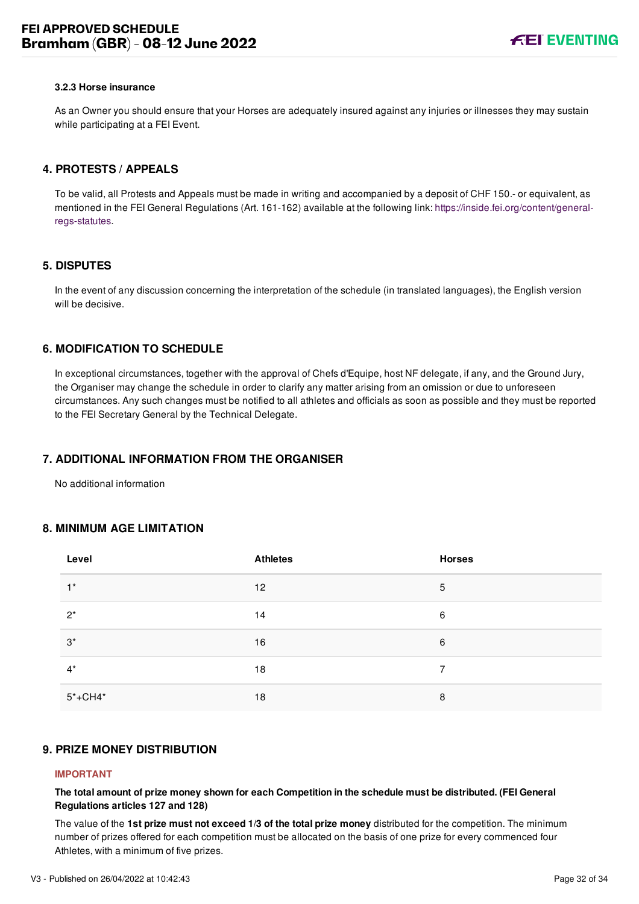#### 3.2.3 Horse insurance

As an Owner you should ensure that your Horses are adequately insured against any injuries or illnesses they may sustain while participating at a FEI Event.

## 4. PROTESTS / APPEALS

To be valid, all Protests and Appeals must be made in writing and accompanied by a deposit of CHF 150.- or equivalent, as mentioned in the FEI General Regulations (Art. 161-162) available at the following link: https://inside.fei.org/content/general-regs-statutes.

## 5. DISPUTES

In the event of any discussion concerning the interpretation of the schedule (in translated languages), the English version will be decisive.

## 6. MODIFICATION TO SCHEDULE

In exceptional circumstances, together with the approval of Chefs d'Equipe, host NF delegate, if any, and the Ground Jury, the Organiser may change the schedule in order to clarify any matter arising from an omission or due to unforeseen circumstances. Any such changes must be notified to all athletes and officials as soon as possible and they must be reported to the FEI Secretary General by the Technical Delegate.

## 7. ADDITIONAL INFORMATION FROM THE ORGANISER

No additional information

## 8. MINIMUM AGE LIMITATION

| Level | Athletes | Horses |
|---|---|---|
| 1* | 12 | 5 |
| 2* | 14 | 6 |
| 3* | 16 | 6 |
| 4* | 18 | 7 |
| 5*+CH4* | 18 | 8 |

## 9. PRIZE MONEY DISTRIBUTION

**IMPORTANT**

**The total amount of prize money shown for each Competition in the schedule must be distributed. (FEI General Regulations articles 127 and 128)**

The value of the **1st prize must not exceed 1/3 of the total prize money** distributed for the competition. The minimum number of prizes offered for each competition must be allocated on the basis of one prize for every commenced four Athletes, with a minimum of five prizes.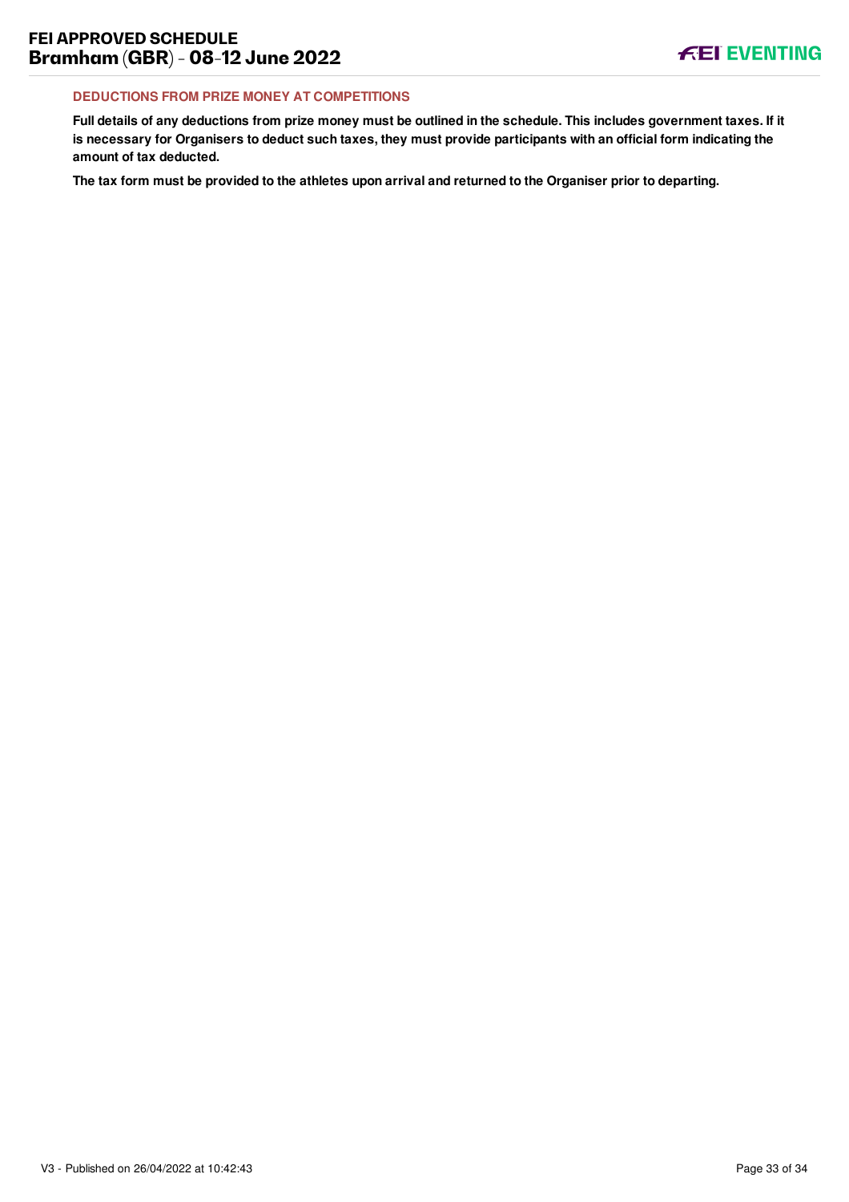## DEDUCTIONS FROM PRIZE MONEY AT COMPETITIONS

**Full details of any deductions from prize money must be outlined in the schedule. This includes government taxes. If it is necessary for Organisers to deduct such taxes, they must provide participants with an official form indicating the amount of tax deducted.**

**The tax form must be provided to the athletes upon arrival and returned to the Organiser prior to departing.**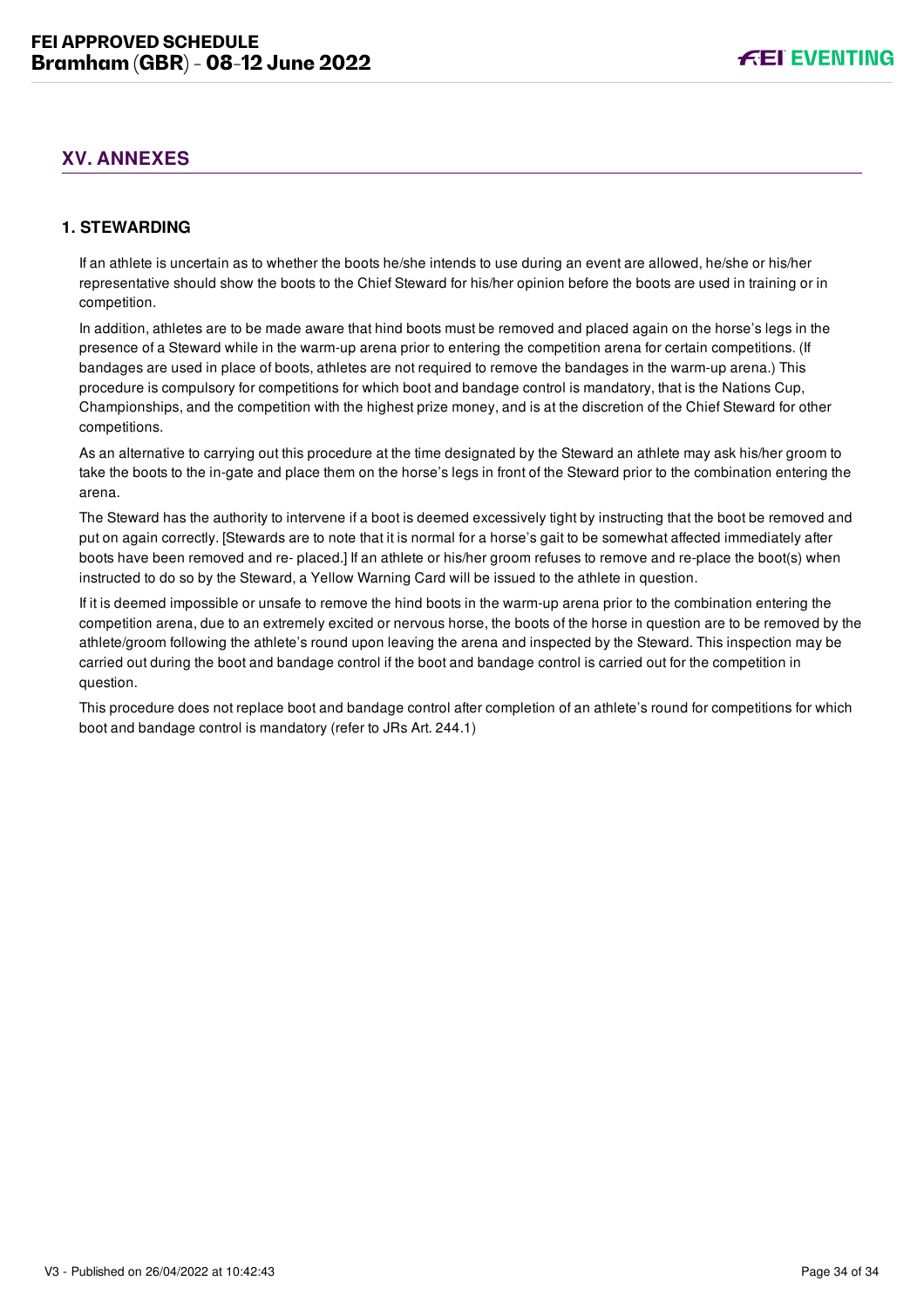## XV. ANNEXES

### 1. STEWARDING

If an athlete is uncertain as to whether the boots he/she intends to use during an event are allowed, he/she or his/her representative should show the boots to the Chief Steward for his/her opinion before the boots are used in training or in competition.

In addition, athletes are to be made aware that hind boots must be removed and placed again on the horse's legs in the presence of a Steward while in the warm-up arena prior to entering the competition arena for certain competitions. (If bandages are used in place of boots, athletes are not required to remove the bandages in the warm-up arena.) This procedure is compulsory for competitions for which boot and bandage control is mandatory, that is the Nations Cup, Championships, and the competition with the highest prize money, and is at the discretion of the Chief Steward for other competitions.

As an alternative to carrying out this procedure at the time designated by the Steward an athlete may ask his/her groom to take the boots to the in-gate and place them on the horse's legs in front of the Steward prior to the combination entering the arena.

The Steward has the authority to intervene if a boot is deemed excessively tight by instructing that the boot be removed and put on again correctly. [Stewards are to note that it is normal for a horse's gait to be somewhat affected immediately after boots have been removed and re- placed.] If an athlete or his/her groom refuses to remove and re-place the boot(s) when instructed to do so by the Steward, a Yellow Warning Card will be issued to the athlete in question.

If it is deemed impossible or unsafe to remove the hind boots in the warm-up arena prior to the combination entering the competition arena, due to an extremely excited or nervous horse, the boots of the horse in question are to be removed by the athlete/groom following the athlete's round upon leaving the arena and inspected by the Steward. This inspection may be carried out during the boot and bandage control if the boot and bandage control is carried out for the competition in question.

This procedure does not replace boot and bandage control after completion of an athlete's round for competitions for which boot and bandage control is mandatory (refer to JRs Art. 244.1)